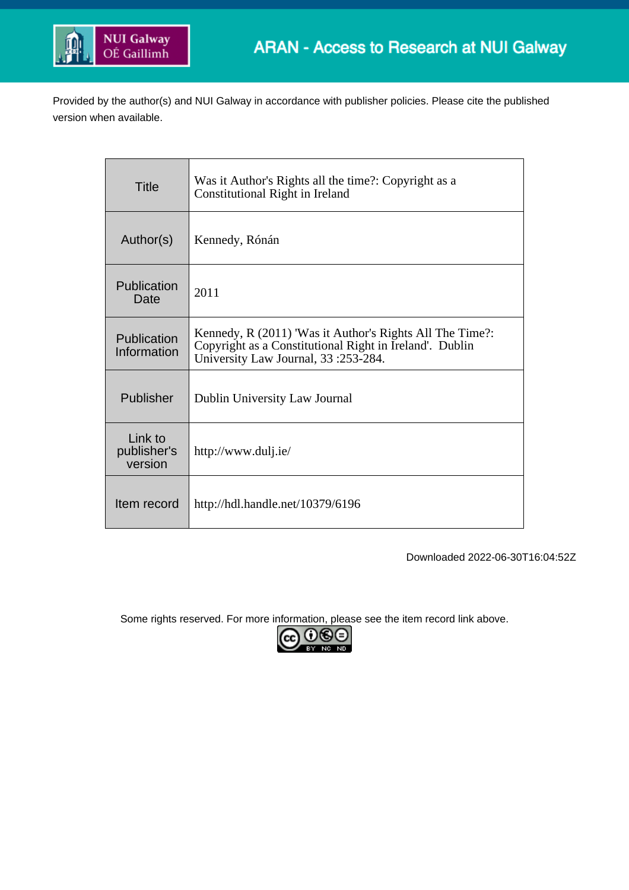ARAN - Access to Research at NUI Galway

Provided by the author(s) and NUI Galway in accordance with publisher policies. Please cite the published version when available.

| Title | Was it Author's Rights all the time?: Copyright as a Constitutional Right in Ireland |
|---|---|
| Author(s) | Kennedy, Rónán |
| Publication Date | 2011 |
| Publication Information | Kennedy, R (2011) 'Was it Author's Rights All The Time?: Copyright as a Constitutional Right in Ireland'. Dublin University Law Journal, 33 :253-284. |
| Publisher | Dublin University Law Journal |
| Link to publisher's version | http://www.dulj.ie/ |
| Item record | http://hdl.handle.net/10379/6196 |

Downloaded 2022-06-30T16:04:52Z

Some rights reserved. For more information, please see the item record link above.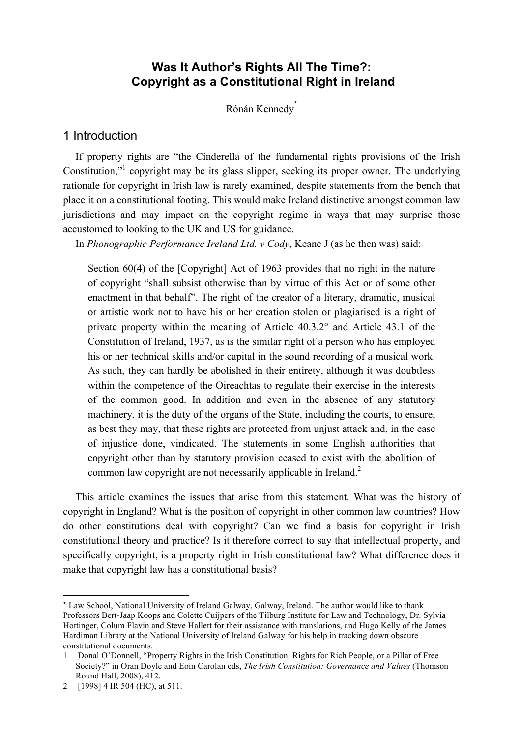# Was It Author's Rights All The Time?: Copyright as a Constitutional Right in Ireland

Rónán Kennedy*

## 1 Introduction

If property rights are "the Cinderella of the fundamental rights provisions of the Irish Constitution,"[1] copyright may be its glass slipper, seeking its proper owner. The underlying rationale for copyright in Irish law is rarely examined, despite statements from the bench that place it on a constitutional footing. This would make Ireland distinctive amongst common law jurisdictions and may impact on the copyright regime in ways that may surprise those accustomed to looking to the UK and US for guidance.

In *Phonographic Performance Ireland Ltd. v Cody*, Keane J (as he then was) said:

> Section 60(4) of the [Copyright] Act of 1963 provides that no right in the nature of copyright "shall subsist otherwise than by virtue of this Act or of some other enactment in that behalf". The right of the creator of a literary, dramatic, musical or artistic work not to have his or her creation stolen or plagiarised is a right of private property within the meaning of Article 40.3.2° and Article 43.1 of the Constitution of Ireland, 1937, as is the similar right of a person who has employed his or her technical skills and/or capital in the sound recording of a musical work. As such, they can hardly be abolished in their entirety, although it was doubtless within the competence of the Oireachtas to regulate their exercise in the interests of the common good. In addition and even in the absence of any statutory machinery, it is the duty of the organs of the State, including the courts, to ensure, as best they may, that these rights are protected from unjust attack and, in the case of injustice done, vindicated. The statements in some English authorities that copyright other than by statutory provision ceased to exist with the abolition of common law copyright are not necessarily applicable in Ireland.[2]

This article examines the issues that arise from this statement. What was the history of copyright in England? What is the position of copyright in other common law countries? How do other constitutions deal with copyright? Can we find a basis for copyright in Irish constitutional theory and practice? Is it therefore correct to say that intellectual property, and specifically copyright, is a property right in Irish constitutional law? What difference does it make that copyright law has a constitutional basis?

---

* Law School, National University of Ireland Galway, Galway, Ireland. The author would like to thank Professors Bert-Jaap Koops and Colette Cuijpers of the Tilburg Institute for Law and Technology, Dr. Sylvia Hottinger, Colum Flavin and Steve Hallett for their assistance with translations, and Hugo Kelly of the James Hardiman Library at the National University of Ireland Galway for his help in tracking down obscure constitutional documents.

1 Donal O'Donnell, "Property Rights in the Irish Constitution: Rights for Rich People, or a Pillar of Free Society?" in Oran Doyle and Eoin Carolan eds, *The Irish Constitution: Governance and Values* (Thomson Round Hall, 2008), 412.

2 [1998] 4 IR 504 (HC), at 511.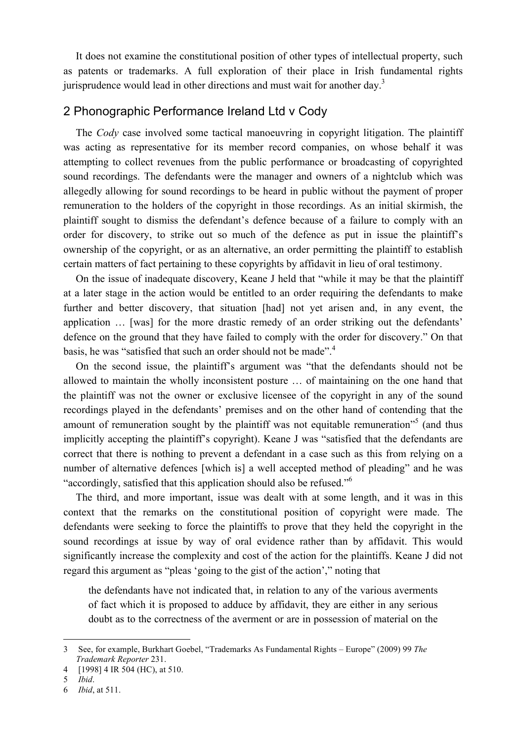It does not examine the constitutional position of other types of intellectual property, such as patents or trademarks. A full exploration of their place in Irish fundamental rights jurisprudence would lead in other directions and must wait for another day.[3]

## 2 Phonographic Performance Ireland Ltd v Cody

The *Cody* case involved some tactical manoeuvring in copyright litigation. The plaintiff was acting as representative for its member record companies, on whose behalf it was attempting to collect revenues from the public performance or broadcasting of copyrighted sound recordings. The defendants were the manager and owners of a nightclub which was allegedly allowing for sound recordings to be heard in public without the payment of proper remuneration to the holders of the copyright in those recordings. As an initial skirmish, the plaintiff sought to dismiss the defendant's defence because of a failure to comply with an order for discovery, to strike out so much of the defence as put in issue the plaintiff's ownership of the copyright, or as an alternative, an order permitting the plaintiff to establish certain matters of fact pertaining to these copyrights by affidavit in lieu of oral testimony.

On the issue of inadequate discovery, Keane J held that "while it may be that the plaintiff at a later stage in the action would be entitled to an order requiring the defendants to make further and better discovery, that situation [had] not yet arisen and, in any event, the application … [was] for the more drastic remedy of an order striking out the defendants' defence on the ground that they have failed to comply with the order for discovery." On that basis, he was "satisfied that such an order should not be made".[4]

On the second issue, the plaintiff's argument was "that the defendants should not be allowed to maintain the wholly inconsistent posture … of maintaining on the one hand that the plaintiff was not the owner or exclusive licensee of the copyright in any of the sound recordings played in the defendants' premises and on the other hand of contending that the amount of remuneration sought by the plaintiff was not equitable remuneration"[5] (and thus implicitly accepting the plaintiff's copyright). Keane J was "satisfied that the defendants are correct that there is nothing to prevent a defendant in a case such as this from relying on a number of alternative defences [which is] a well accepted method of pleading" and he was "accordingly, satisfied that this application should also be refused."[6]

The third, and more important, issue was dealt with at some length, and it was in this context that the remarks on the constitutional position of copyright were made. The defendants were seeking to force the plaintiffs to prove that they held the copyright in the sound recordings at issue by way of oral evidence rather than by affidavit. This would significantly increase the complexity and cost of the action for the plaintiffs. Keane J did not regard this argument as "pleas 'going to the gist of the action'," noting that

> the defendants have not indicated that, in relation to any of the various averments of fact which it is proposed to adduce by affidavit, they are either in any serious doubt as to the correctness of the averment or are in possession of material on the

---

3 See, for example, Burkhart Goebel, "Trademarks As Fundamental Rights – Europe" (2009) 99 *The Trademark Reporter* 231.

4 [1998] 4 IR 504 (HC), at 510.

5 *Ibid*.

6 *Ibid*, at 511.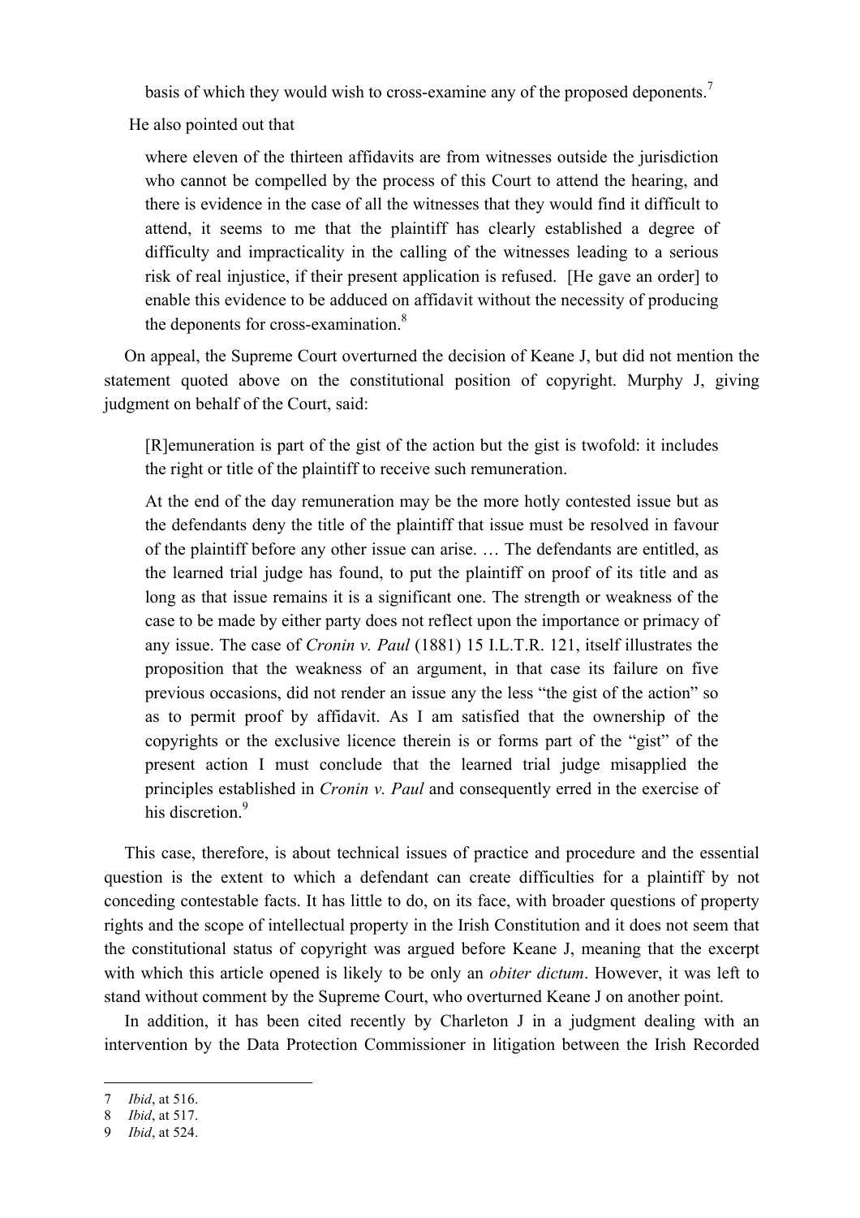> basis of which they would wish to cross-examine any of the proposed deponents.[7]

He also pointed out that

> where eleven of the thirteen affidavits are from witnesses outside the jurisdiction who cannot be compelled by the process of this Court to attend the hearing, and there is evidence in the case of all the witnesses that they would find it difficult to attend, it seems to me that the plaintiff has clearly established a degree of difficulty and impracticality in the calling of the witnesses leading to a serious risk of real injustice, if their present application is refused. [He gave an order] to enable this evidence to be adduced on affidavit without the necessity of producing the deponents for cross-examination.[8]

On appeal, the Supreme Court overturned the decision of Keane J, but did not mention the statement quoted above on the constitutional position of copyright. Murphy J, giving judgment on behalf of the Court, said:

> [R]emuneration is part of the gist of the action but the gist is twofold: it includes the right or title of the plaintiff to receive such remuneration.
>
> At the end of the day remuneration may be the more hotly contested issue but as the defendants deny the title of the plaintiff that issue must be resolved in favour of the plaintiff before any other issue can arise. … The defendants are entitled, as the learned trial judge has found, to put the plaintiff on proof of its title and as long as that issue remains it is a significant one. The strength or weakness of the case to be made by either party does not reflect upon the importance or primacy of any issue. The case of *Cronin v. Paul* (1881) 15 I.L.T.R. 121, itself illustrates the proposition that the weakness of an argument, in that case its failure on five previous occasions, did not render an issue any the less "the gist of the action" so as to permit proof by affidavit. As I am satisfied that the ownership of the copyrights or the exclusive licence therein is or forms part of the "gist" of the present action I must conclude that the learned trial judge misapplied the principles established in *Cronin v. Paul* and consequently erred in the exercise of his discretion.[9]

This case, therefore, is about technical issues of practice and procedure and the essential question is the extent to which a defendant can create difficulties for a plaintiff by not conceding contestable facts. It has little to do, on its face, with broader questions of property rights and the scope of intellectual property in the Irish Constitution and it does not seem that the constitutional status of copyright was argued before Keane J, meaning that the excerpt with which this article opened is likely to be only an *obiter dictum*. However, it was left to stand without comment by the Supreme Court, who overturned Keane J on another point.

In addition, it has been cited recently by Charleton J in a judgment dealing with an intervention by the Data Protection Commissioner in litigation between the Irish Recorded

---

7 *Ibid*, at 516.

8 *Ibid*, at 517.

9 *Ibid*, at 524.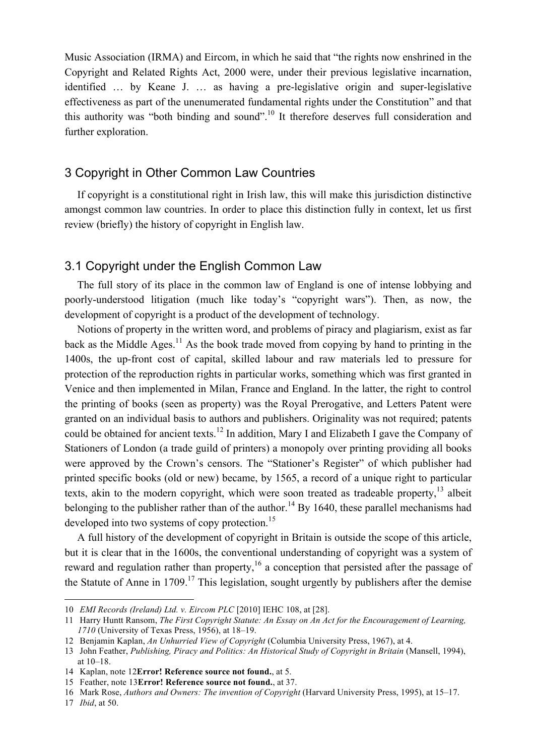Music Association (IRMA) and Eircom, in which he said that "the rights now enshrined in the Copyright and Related Rights Act, 2000 were, under their previous legislative incarnation, identified … by Keane J. … as having a pre-legislative origin and super-legislative effectiveness as part of the unenumerated fundamental rights under the Constitution" and that this authority was "both binding and sound".[10] It therefore deserves full consideration and further exploration.

## 3 Copyright in Other Common Law Countries

If copyright is a constitutional right in Irish law, this will make this jurisdiction distinctive amongst common law countries. In order to place this distinction fully in context, let us first review (briefly) the history of copyright in English law.

### 3.1 Copyright under the English Common Law

The full story of its place in the common law of England is one of intense lobbying and poorly-understood litigation (much like today's "copyright wars"). Then, as now, the development of copyright is a product of the development of technology.

Notions of property in the written word, and problems of piracy and plagiarism, exist as far back as the Middle Ages.[11] As the book trade moved from copying by hand to printing in the 1400s, the up-front cost of capital, skilled labour and raw materials led to pressure for protection of the reproduction rights in particular works, something which was first granted in Venice and then implemented in Milan, France and England. In the latter, the right to control the printing of books (seen as property) was the Royal Prerogative, and Letters Patent were granted on an individual basis to authors and publishers. Originality was not required; patents could be obtained for ancient texts.[12] In addition, Mary I and Elizabeth I gave the Company of Stationers of London (a trade guild of printers) a monopoly over printing providing all books were approved by the Crown's censors. The "Stationer's Register" of which publisher had printed specific books (old or new) became, by 1565, a record of a unique right to particular texts, akin to the modern copyright, which were soon treated as tradeable property,[13] albeit belonging to the publisher rather than of the author.[14] By 1640, these parallel mechanisms had developed into two systems of copy protection.[15]

A full history of the development of copyright in Britain is outside the scope of this article, but it is clear that in the 1600s, the conventional understanding of copyright was a system of reward and regulation rather than property,[16] a conception that persisted after the passage of the Statute of Anne in 1709.[17] This legislation, sought urgently by publishers after the demise

---

10 *EMI Records (Ireland) Ltd. v. Eircom PLC* [2010] IEHC 108, at [28].

11 Harry Huntt Ransom, *The First Copyright Statute: An Essay on An Act for the Encouragement of Learning, 1710* (University of Texas Press, 1956), at 18–19.

12 Benjamin Kaplan, *An Unhurried View of Copyright* (Columbia University Press, 1967), at 4.

13 John Feather, *Publishing, Piracy and Politics: An Historical Study of Copyright in Britain* (Mansell, 1994), at 10–18.

14 Kaplan, note 12**Error! Reference source not found.**, at 5.

15 Feather, note 13**Error! Reference source not found.**, at 37.

16 Mark Rose, *Authors and Owners: The invention of Copyright* (Harvard University Press, 1995), at 15–17.

17 *Ibid*, at 50.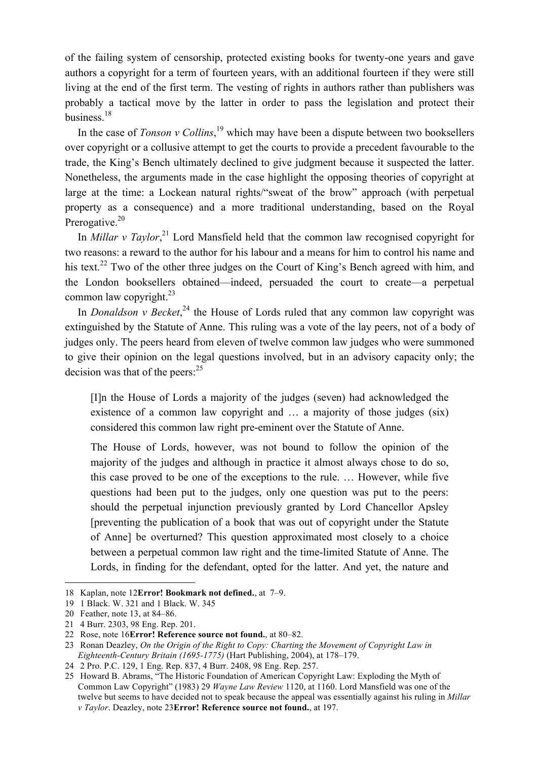of the failing system of censorship, protected existing books for twenty-one years and gave authors a copyright for a term of fourteen years, with an additional fourteen if they were still living at the end of the first term. The vesting of rights in authors rather than publishers was probably a tactical move by the latter in order to pass the legislation and protect their business.[18]

In the case of *Tonson v Collins*,[19] which may have been a dispute between two booksellers over copyright or a collusive attempt to get the courts to provide a precedent favourable to the trade, the King's Bench ultimately declined to give judgment because it suspected the latter. Nonetheless, the arguments made in the case highlight the opposing theories of copyright at large at the time: a Lockean natural rights/"sweat of the brow" approach (with perpetual property as a consequence) and a more traditional understanding, based on the Royal Prerogative.[20]

In *Millar v Taylor*,[21] Lord Mansfield held that the common law recognised copyright for two reasons: a reward to the author for his labour and a means for him to control his name and his text.[22] Two of the other three judges on the Court of King's Bench agreed with him, and the London booksellers obtained—indeed, persuaded the court to create—a perpetual common law copyright.[23]

In *Donaldson v Becket*,[24] the House of Lords ruled that any common law copyright was extinguished by the Statute of Anne. This ruling was a vote of the lay peers, not of a body of judges only. The peers heard from eleven of twelve common law judges who were summoned to give their opinion on the legal questions involved, but in an advisory capacity only; the decision was that of the peers:[25]

> [I]n the House of Lords a majority of the judges (seven) had acknowledged the existence of a common law copyright and … a majority of those judges (six) considered this common law right pre-eminent over the Statute of Anne.
>
> The House of Lords, however, was not bound to follow the opinion of the majority of the judges and although in practice it almost always chose to do so, this case proved to be one of the exceptions to the rule. … However, while five questions had been put to the judges, only one question was put to the peers: should the perpetual injunction previously granted by Lord Chancellor Apsley [preventing the publication of a book that was out of copyright under the Statute of Anne] be overturned? This question approximated most closely to a choice between a perpetual common law right and the time-limited Statute of Anne. The Lords, in finding for the defendant, opted for the latter. And yet, the nature and

---

18 Kaplan, note 12**Error! Bookmark not defined.**, at 7–9.

19 1 Black. W. 321 and 1 Black. W. 345

20 Feather, note 13, at 84–86.

21 4 Burr. 2303, 98 Eng. Rep. 201.

22 Rose, note 16**Error! Reference source not found.**, at 80–82.

23 Ronan Deazley, *On the Origin of the Right to Copy: Charting the Movement of Copyright Law in Eighteenth-Century Britain (1695-1775)* (Hart Publishing, 2004), at 178–179.

24 2 Pro. P.C. 129, 1 Eng. Rep. 837, 4 Burr. 2408, 98 Eng. Rep. 257.

25 Howard B. Abrams, "The Historic Foundation of American Copyright Law: Exploding the Myth of Common Law Copyright" (1983) 29 *Wayne Law Review* 1120, at 1160. Lord Mansfield was one of the twelve but seems to have decided not to speak because the appeal was essentially against his ruling in *Millar v Taylor*. Deazley, note 23**Error! Reference source not found.**, at 197.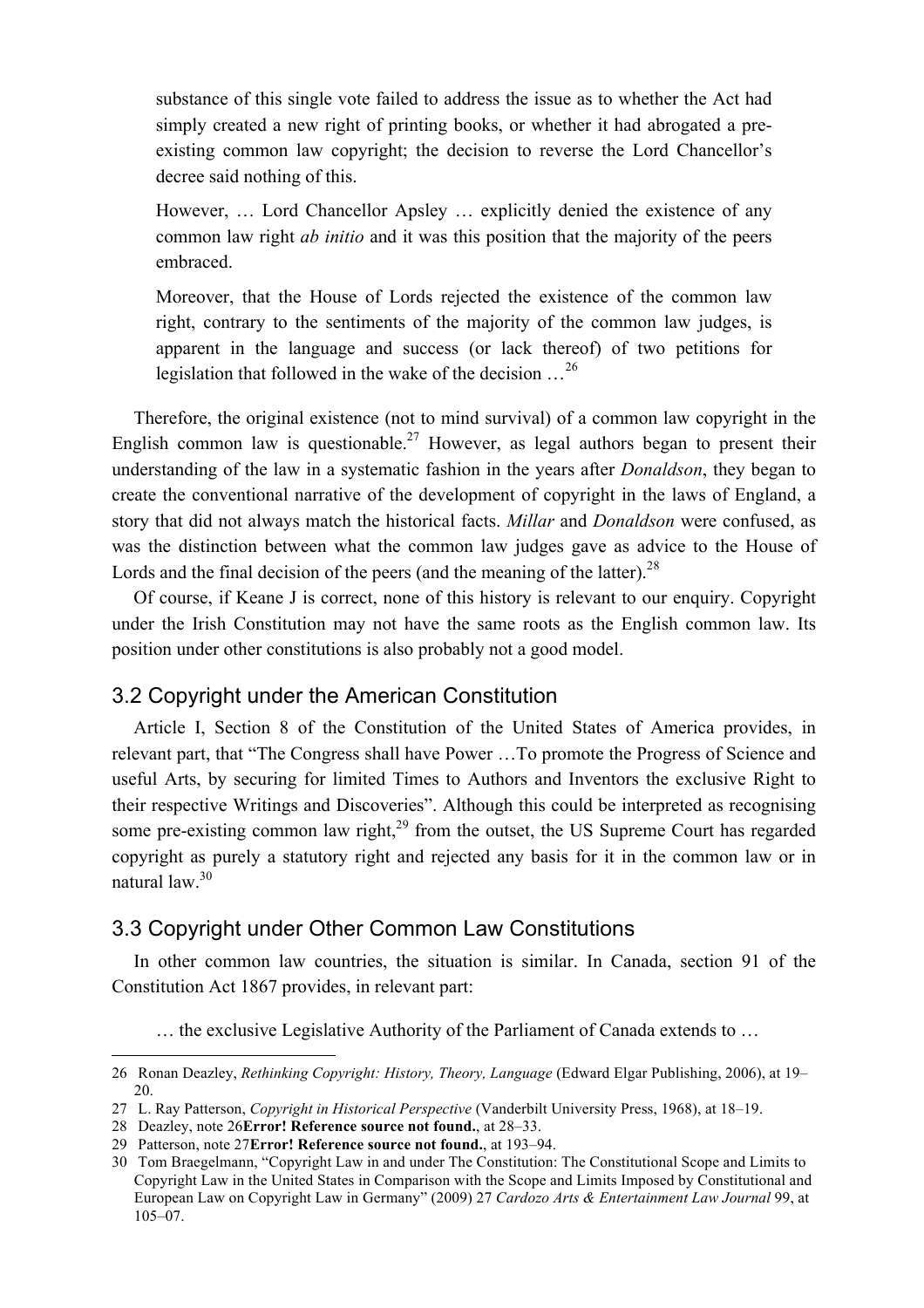substance of this single vote failed to address the issue as to whether the Act had simply created a new right of printing books, or whether it had abrogated a pre-existing common law copyright; the decision to reverse the Lord Chancellor's decree said nothing of this.

> However, … Lord Chancellor Apsley … explicitly denied the existence of any common law right *ab initio* and it was this position that the majority of the peers embraced.
>
> Moreover, that the House of Lords rejected the existence of the common law right, contrary to the sentiments of the majority of the common law judges, is apparent in the language and success (or lack thereof) of two petitions for legislation that followed in the wake of the decision …[26]

Therefore, the original existence (not to mind survival) of a common law copyright in the English common law is questionable.[27] However, as legal authors began to present their understanding of the law in a systematic fashion in the years after *Donaldson*, they began to create the conventional narrative of the development of copyright in the laws of England, a story that did not always match the historical facts. *Millar* and *Donaldson* were confused, as was the distinction between what the common law judges gave as advice to the House of Lords and the final decision of the peers (and the meaning of the latter).[28]

Of course, if Keane J is correct, none of this history is relevant to our enquiry. Copyright under the Irish Constitution may not have the same roots as the English common law. Its position under other constitutions is also probably not a good model.

## 3.2 Copyright under the American Constitution

Article I, Section 8 of the Constitution of the United States of America provides, in relevant part, that "The Congress shall have Power …To promote the Progress of Science and useful Arts, by securing for limited Times to Authors and Inventors the exclusive Right to their respective Writings and Discoveries". Although this could be interpreted as recognising some pre-existing common law right,[29] from the outset, the US Supreme Court has regarded copyright as purely a statutory right and rejected any basis for it in the common law or in natural law.[30]

## 3.3 Copyright under Other Common Law Constitutions

In other common law countries, the situation is similar. In Canada, section 91 of the Constitution Act 1867 provides, in relevant part:

> … the exclusive Legislative Authority of the Parliament of Canada extends to …

---

26 Ronan Deazley, *Rethinking Copyright: History, Theory, Language* (Edward Elgar Publishing, 2006), at 19–20.

27 L. Ray Patterson, *Copyright in Historical Perspective* (Vanderbilt University Press, 1968), at 18–19.

28 Deazley, note 26**Error! Reference source not found.**, at 28–33.

29 Patterson, note 27**Error! Reference source not found.**, at 193–94.

30 Tom Braegelmann, "Copyright Law in and under The Constitution: The Constitutional Scope and Limits to Copyright Law in the United States in Comparison with the Scope and Limits Imposed by Constitutional and European Law on Copyright Law in Germany" (2009) 27 *Cardozo Arts & Entertainment Law Journal* 99, at 105–07.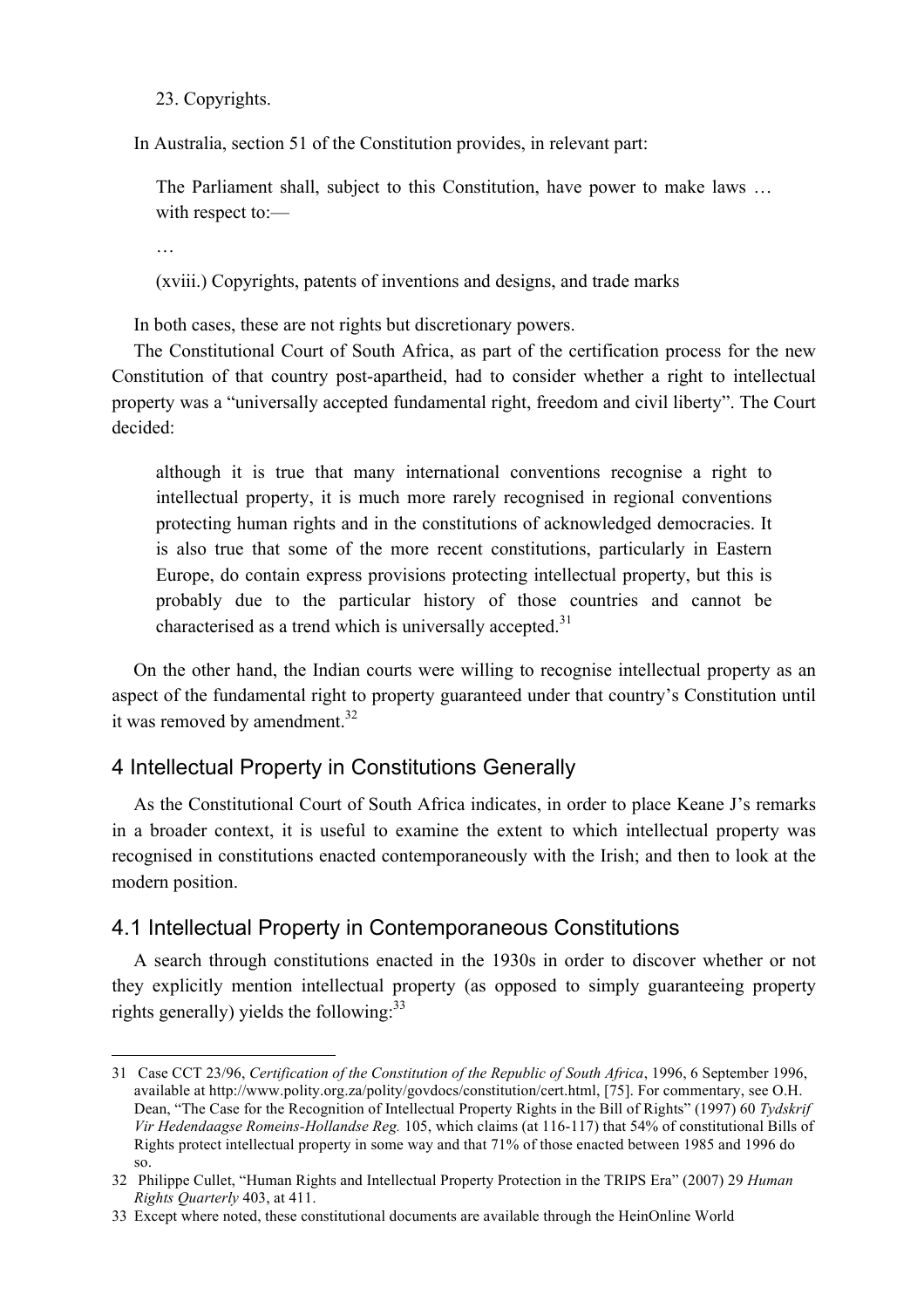23. Copyrights.

In Australia, section 51 of the Constitution provides, in relevant part:

> The Parliament shall, subject to this Constitution, have power to make laws … with respect to:—
>
> …
>
> (xviii.) Copyrights, patents of inventions and designs, and trade marks

In both cases, these are not rights but discretionary powers.

The Constitutional Court of South Africa, as part of the certification process for the new Constitution of that country post-apartheid, had to consider whether a right to intellectual property was a "universally accepted fundamental right, freedom and civil liberty". The Court decided:

> although it is true that many international conventions recognise a right to intellectual property, it is much more rarely recognised in regional conventions protecting human rights and in the constitutions of acknowledged democracies. It is also true that some of the more recent constitutions, particularly in Eastern Europe, do contain express provisions protecting intellectual property, but this is probably due to the particular history of those countries and cannot be characterised as a trend which is universally accepted.[31]

On the other hand, the Indian courts were willing to recognise intellectual property as an aspect of the fundamental right to property guaranteed under that country's Constitution until it was removed by amendment.[32]

## 4 Intellectual Property in Constitutions Generally

As the Constitutional Court of South Africa indicates, in order to place Keane J's remarks in a broader context, it is useful to examine the extent to which intellectual property was recognised in constitutions enacted contemporaneously with the Irish; and then to look at the modern position.

## 4.1 Intellectual Property in Contemporaneous Constitutions

A search through constitutions enacted in the 1930s in order to discover whether or not they explicitly mention intellectual property (as opposed to simply guaranteeing property rights generally) yields the following:[33]

---

31 Case CCT 23/96, *Certification of the Constitution of the Republic of South Africa*, 1996, 6 September 1996, available at http://www.polity.org.za/polity/govdocs/constitution/cert.html, [75]. For commentary, see O.H. Dean, "The Case for the Recognition of Intellectual Property Rights in the Bill of Rights" (1997) 60 *Tydskrif Vir Hedendaagse Romeins-Hollandse Reg.* 105, which claims (at 116-117) that 54% of constitutional Bills of Rights protect intellectual property in some way and that 71% of those enacted between 1985 and 1996 do so.

32 Philippe Cullet, "Human Rights and Intellectual Property Protection in the TRIPS Era" (2007) 29 *Human Rights Quarterly* 403, at 411.

33 Except where noted, these constitutional documents are available through the HeinOnline World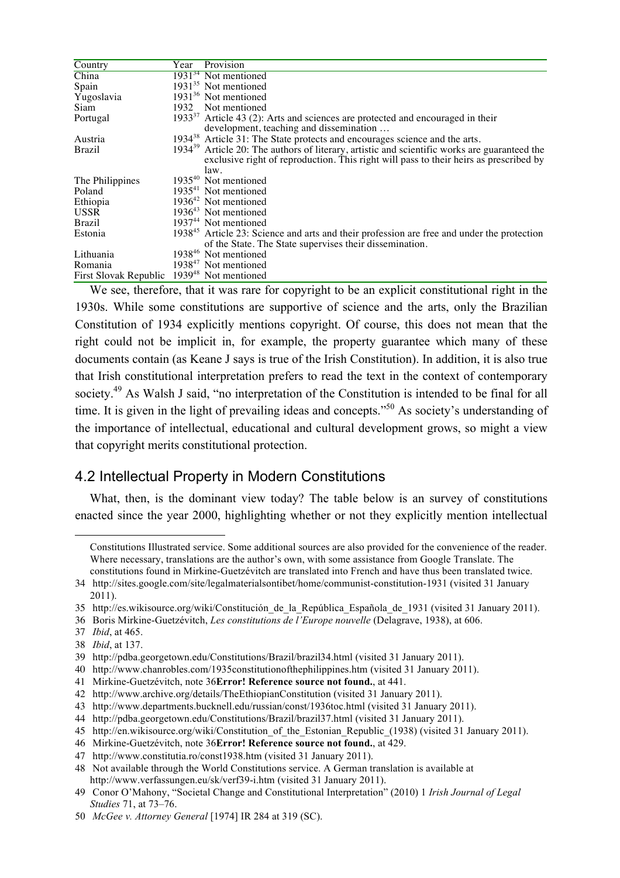| Country | Year | Provision |
|---|---|---|
| China | 1931[34] | Not mentioned |
| Spain | 1931[35] | Not mentioned |
| Yugoslavia | 1931[36] | Not mentioned |
| Siam | 1932 | Not mentioned |
| Portugal | 1933[37] | Article 43 (2): Arts and sciences are protected and encouraged in their development, teaching and dissemination … |
| Austria | 1934[38] | Article 31: The State protects and encourages science and the arts. |
| Brazil | 1934[39] | Article 20: The authors of literary, artistic and scientific works are guaranteed the exclusive right of reproduction. This right will pass to their heirs as prescribed by law. |
| The Philippines | 1935[40] | Not mentioned |
| Poland | 1935[41] | Not mentioned |
| Ethiopia | 1936[42] | Not mentioned |
| USSR | 1936[43] | Not mentioned |
| Brazil | 1937[44] | Not mentioned |
| Estonia | 1938[45] | Article 23: Science and arts and their profession are free and under the protection of the State. The State supervises their dissemination. |
| Lithuania | 1938[46] | Not mentioned |
| Romania | 1938[47] | Not mentioned |
| First Slovak Republic | 1939[48] | Not mentioned |

We see, therefore, that it was rare for copyright to be an explicit constitutional right in the 1930s. While some constitutions are supportive of science and the arts, only the Brazilian Constitution of 1934 explicitly mentions copyright. Of course, this does not mean that the right could not be implicit in, for example, the property guarantee which many of these documents contain (as Keane J says is true of the Irish Constitution). In addition, it is also true that Irish constitutional interpretation prefers to read the text in the context of contemporary society.[49] As Walsh J said, "no interpretation of the Constitution is intended to be final for all time. It is given in the light of prevailing ideas and concepts."[50] As society's understanding of the importance of intellectual, educational and cultural development grows, so might a view that copyright merits constitutional protection.

## 4.2 Intellectual Property in Modern Constitutions

What, then, is the dominant view today? The table below is an survey of constitutions enacted since the year 2000, highlighting whether or not they explicitly mention intellectual

---

Constitutions Illustrated service. Some additional sources are also provided for the convenience of the reader. Where necessary, translations are the author's own, with some assistance from Google Translate. The constitutions found in Mirkine-Guetzévitch are translated into French and have thus been translated twice.

34 http://sites.google.com/site/legalmaterialsontibet/home/communist-constitution-1931 (visited 31 January 2011).

35 http://es.wikisource.org/wiki/Constitución_de_la_República_Española_de_1931 (visited 31 January 2011).

36 Boris Mirkine-Guetzévitch, *Les constitutions de l'Europe nouvelle* (Delagrave, 1938), at 606.

37 *Ibid*, at 465.

38 *Ibid*, at 137.

39 http://pdba.georgetown.edu/Constitutions/Brazil/brazil34.html (visited 31 January 2011).

40 http://www.chanrobles.com/1935constitutionofthephilippines.htm (visited 31 January 2011).

41 Mirkine-Guetzévitch, note 36**Error! Reference source not found.**, at 441.

42 http://www.archive.org/details/TheEthiopianConstitution (visited 31 January 2011).

43 http://www.departments.bucknell.edu/russian/const/1936toc.html (visited 31 January 2011).

44 http://pdba.georgetown.edu/Constitutions/Brazil/brazil37.html (visited 31 January 2011).

45 http://en.wikisource.org/wiki/Constitution_of_the_Estonian_Republic_(1938) (visited 31 January 2011).

46 Mirkine-Guetzévitch, note 36**Error! Reference source not found.**, at 429.

47 http://www.constitutia.ro/const1938.htm (visited 31 January 2011).

48 Not available through the World Constitutions service. A German translation is available at http://www.verfassungen.eu/sk/verf39-i.htm (visited 31 January 2011).

49 Conor O'Mahony, "Societal Change and Constitutional Interpretation" (2010) 1 *Irish Journal of Legal Studies* 71, at 73–76.

50 *McGee v. Attorney General* [1974] IR 284 at 319 (SC).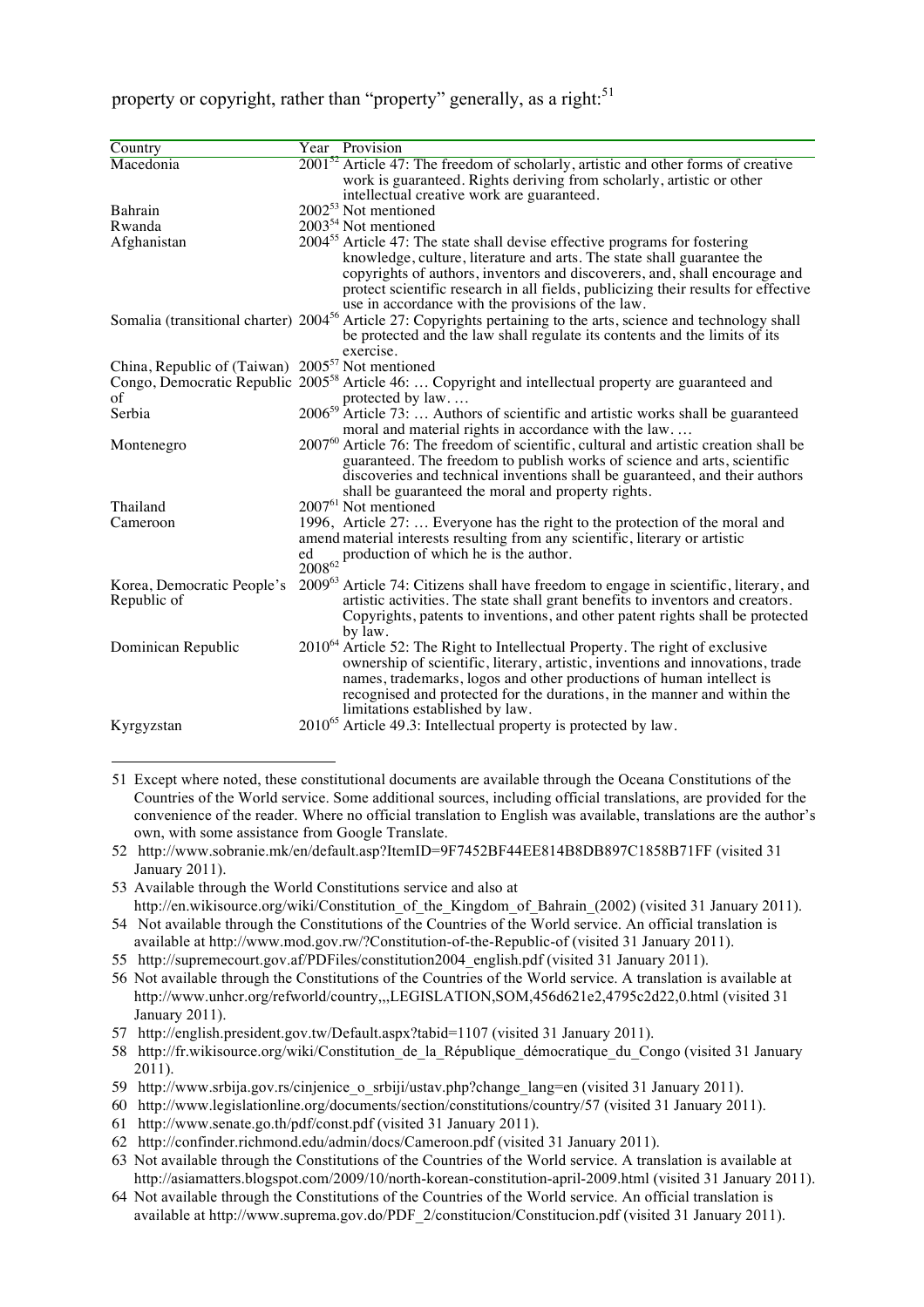property or copyright, rather than "property" generally, as a right:[51]

| Country | Year | Provision |
|---|---|---|
| Macedonia | 2001[52] | Article 47: The freedom of scholarly, artistic and other forms of creative work is guaranteed. Rights deriving from scholarly, artistic or other intellectual creative work are guaranteed. |
| Bahrain | 2002[53] | Not mentioned |
| Rwanda | 2003[54] | Not mentioned |
| Afghanistan | 2004[55] | Article 47: The state shall devise effective programs for fostering knowledge, culture, literature and arts. The state shall guarantee the copyrights of authors, inventors and discoverers, and, shall encourage and protect scientific research in all fields, publicizing their results for effective use in accordance with the provisions of the law. |
| Somalia (transitional charter) | 2004[56] | Article 27: Copyrights pertaining to the arts, science and technology shall be protected and the law shall regulate its contents and the limits of its exercise. |
| China, Republic of (Taiwan) | 2005[57] | Not mentioned |
| Congo, Democratic Republic of | 2005[58] | Article 46: … Copyright and intellectual property are guaranteed and protected by law. … |
| Serbia | 2006[59] | Article 73: … Authors of scientific and artistic works shall be guaranteed moral and material rights in accordance with the law. … |
| Montenegro | 2007[60] | Article 76: The freedom of scientific, cultural and artistic creation shall be guaranteed. The freedom to publish works of science and arts, scientific discoveries and technical inventions shall be guaranteed, and their authors shall be guaranteed the moral and property rights. |
| Thailand | 2007[61] | Not mentioned |
| Cameroon | 1996, amended 2008[62] | Article 27: … Everyone has the right to the protection of the moral and material interests resulting from any scientific, literary or artistic production of which he is the author. |
| Korea, Democratic People's Republic of | 2009[63] | Article 74: Citizens shall have freedom to engage in scientific, literary, and artistic activities. The state shall grant benefits to inventors and creators. Copyrights, patents to inventions, and other patent rights shall be protected by law. |
| Dominican Republic | 2010[64] | Article 52: The Right to Intellectual Property. The right of exclusive ownership of scientific, literary, artistic, inventions and innovations, trade names, trademarks, logos and other productions of human intellect is recognised and protected for the durations, in the manner and within the limitations established by law. |
| Kyrgyzstan | 2010[65] | Article 49.3: Intellectual property is protected by law. |

---

51 Except where noted, these constitutional documents are available through the Oceana Constitutions of the Countries of the World service. Some additional sources, including official translations, are provided for the convenience of the reader. Where no official translation to English was available, translations are the author's own, with some assistance from Google Translate.

52 http://www.sobranie.mk/en/default.asp?ItemID=9F7452BF44EE814B8DB897C1858B71FF (visited 31 January 2011).

53 Available through the World Constitutions service and also at http://en.wikisource.org/wiki/Constitution_of_the_Kingdom_of_Bahrain_(2002) (visited 31 January 2011).

54 Not available through the Constitutions of the Countries of the World service. An official translation is available at http://www.mod.gov.rw/?Constitution-of-the-Republic-of (visited 31 January 2011).

55 http://supremecourt.gov.af/PDFiles/constitution2004_english.pdf (visited 31 January 2011).

56 Not available through the Constitutions of the Countries of the World service. A translation is available at http://www.unhcr.org/refworld/country,,,LEGISLATION,SOM,456d621e2,4795c2d22,0.html (visited 31 January 2011).

57 http://english.president.gov.tw/Default.aspx?tabid=1107 (visited 31 January 2011).

58 http://fr.wikisource.org/wiki/Constitution_de_la_République_démocratique_du_Congo (visited 31 January 2011).

59 http://www.srbija.gov.rs/cinjenice_o_srbiji/ustav.php?change_lang=en (visited 31 January 2011).

60 http://www.legislationline.org/documents/section/constitutions/country/57 (visited 31 January 2011).

61 http://www.senate.go.th/pdf/const.pdf (visited 31 January 2011).

62 http://confinder.richmond.edu/admin/docs/Cameroon.pdf (visited 31 January 2011).

63 Not available through the Constitutions of the Countries of the World service. A translation is available at http://asiamatters.blogspot.com/2009/10/north-korean-constitution-april-2009.html (visited 31 January 2011).

64 Not available through the Constitutions of the Countries of the World service. An official translation is available at http://www.suprema.gov.do/PDF_2/constitucion/Constitucion.pdf (visited 31 January 2011).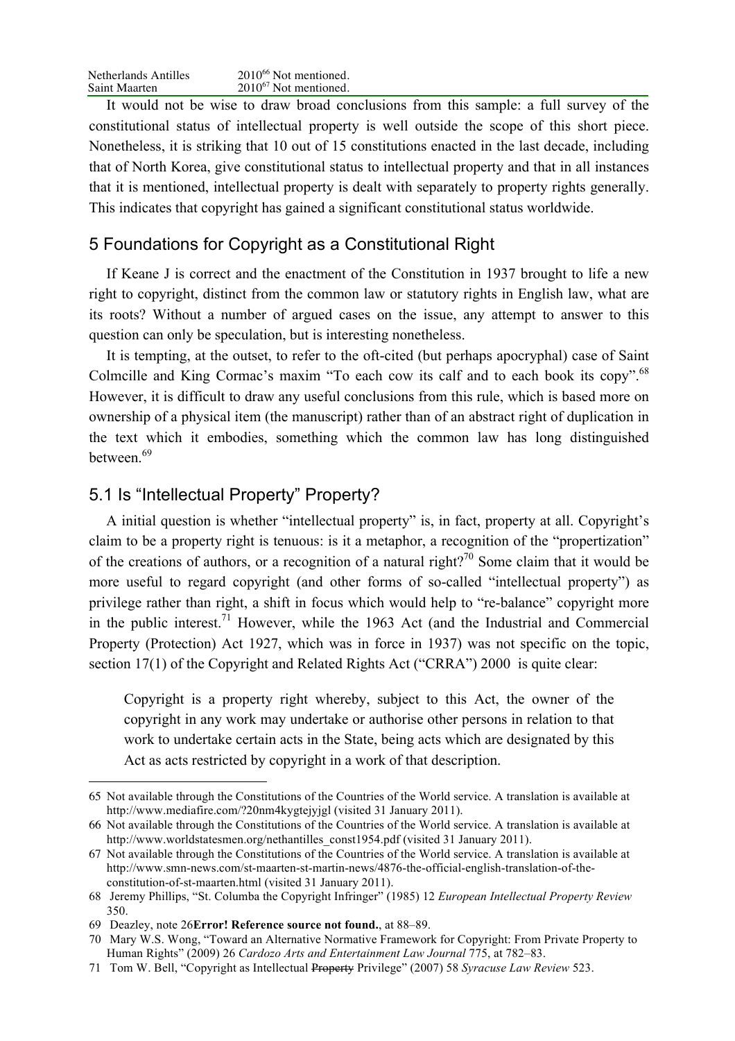| | |
|---|---|
| Netherlands Antilles | 2010[66] Not mentioned. |
| Saint Maarten | 2010[67] Not mentioned. |

It would not be wise to draw broad conclusions from this sample: a full survey of the constitutional status of intellectual property is well outside the scope of this short piece. Nonetheless, it is striking that 10 out of 15 constitutions enacted in the last decade, including that of North Korea, give constitutional status to intellectual property and that in all instances that it is mentioned, intellectual property is dealt with separately to property rights generally. This indicates that copyright has gained a significant constitutional status worldwide.

## 5 Foundations for Copyright as a Constitutional Right

If Keane J is correct and the enactment of the Constitution in 1937 brought to life a new right to copyright, distinct from the common law or statutory rights in English law, what are its roots? Without a number of argued cases on the issue, any attempt to answer to this question can only be speculation, but is interesting nonetheless.

It is tempting, at the outset, to refer to the oft-cited (but perhaps apocryphal) case of Saint Colmcille and King Cormac's maxim "To each cow its calf and to each book its copy".[68] However, it is difficult to draw any useful conclusions from this rule, which is based more on ownership of a physical item (the manuscript) rather than of an abstract right of duplication in the text which it embodies, something which the common law has long distinguished between.[69]

### 5.1 Is "Intellectual Property" Property?

A initial question is whether "intellectual property" is, in fact, property at all. Copyright's claim to be a property right is tenuous: is it a metaphor, a recognition of the "propertization" of the creations of authors, or a recognition of a natural right?[70] Some claim that it would be more useful to regard copyright (and other forms of so-called "intellectual property") as privilege rather than right, a shift in focus which would help to "re-balance" copyright more in the public interest.[71] However, while the 1963 Act (and the Industrial and Commercial Property (Protection) Act 1927, which was in force in 1937) was not specific on the topic, section 17(1) of the Copyright and Related Rights Act ("CRRA") 2000 is quite clear:

> Copyright is a property right whereby, subject to this Act, the owner of the copyright in any work may undertake or authorise other persons in relation to that work to undertake certain acts in the State, being acts which are designated by this Act as acts restricted by copyright in a work of that description.

---

65 Not available through the Constitutions of the Countries of the World service. A translation is available at http://www.mediafire.com/?20nm4kygtejyjgl (visited 31 January 2011).

66 Not available through the Constitutions of the Countries of the World service. A translation is available at http://www.worldstatesmen.org/nethantilles_const1954.pdf (visited 31 January 2011).

67 Not available through the Constitutions of the Countries of the World service. A translation is available at http://www.smn-news.com/st-maarten-st-martin-news/4876-the-official-english-translation-of-the-constitution-of-st-maarten.html (visited 31 January 2011).

68 Jeremy Phillips, "St. Columba the Copyright Infringer" (1985) 12 *European Intellectual Property Review* 350.

69 Deazley, note 26**Error! Reference source not found.**, at 88–89.

70 Mary W.S. Wong, "Toward an Alternative Normative Framework for Copyright: From Private Property to Human Rights" (2009) 26 *Cardozo Arts and Entertainment Law Journal* 775, at 782–83.

71 Tom W. Bell, "Copyright as Intellectual ~~Property~~ Privilege" (2007) 58 *Syracuse Law Review* 523.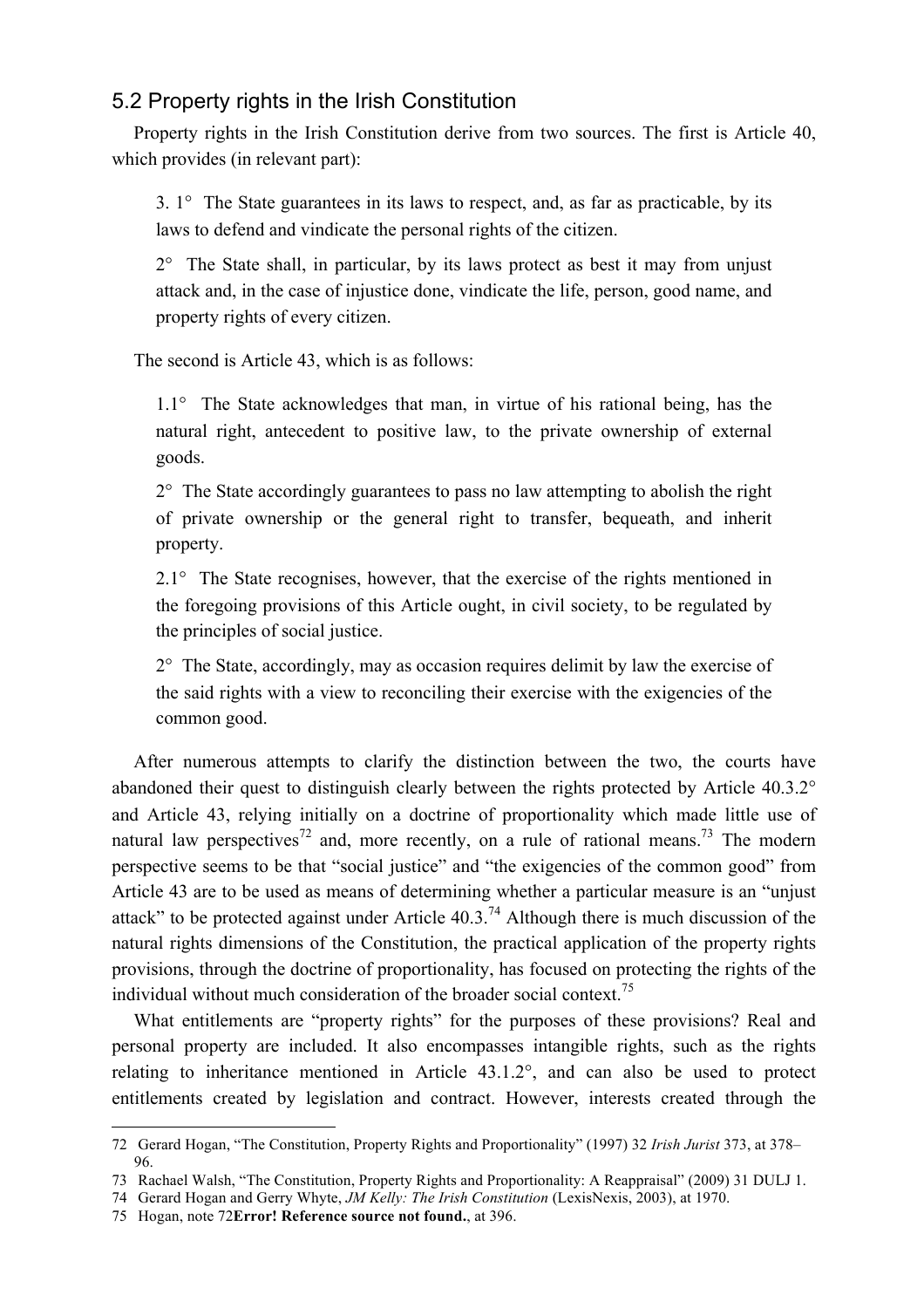## 5.2 Property rights in the Irish Constitution

Property rights in the Irish Constitution derive from two sources. The first is Article 40, which provides (in relevant part):

> 3. 1° The State guarantees in its laws to respect, and, as far as practicable, by its laws to defend and vindicate the personal rights of the citizen.
>
> 2° The State shall, in particular, by its laws protect as best it may from unjust attack and, in the case of injustice done, vindicate the life, person, good name, and property rights of every citizen.

The second is Article 43, which is as follows:

> 1.1° The State acknowledges that man, in virtue of his rational being, has the natural right, antecedent to positive law, to the private ownership of external goods.
>
> 2° The State accordingly guarantees to pass no law attempting to abolish the right of private ownership or the general right to transfer, bequeath, and inherit property.
>
> 2.1° The State recognises, however, that the exercise of the rights mentioned in the foregoing provisions of this Article ought, in civil society, to be regulated by the principles of social justice.
>
> 2° The State, accordingly, may as occasion requires delimit by law the exercise of the said rights with a view to reconciling their exercise with the exigencies of the common good.

After numerous attempts to clarify the distinction between the two, the courts have abandoned their quest to distinguish clearly between the rights protected by Article 40.3.2° and Article 43, relying initially on a doctrine of proportionality which made little use of natural law perspectives[72] and, more recently, on a rule of rational means.[73] The modern perspective seems to be that "social justice" and "the exigencies of the common good" from Article 43 are to be used as means of determining whether a particular measure is an "unjust attack" to be protected against under Article 40.3.[74] Although there is much discussion of the natural rights dimensions of the Constitution, the practical application of the property rights provisions, through the doctrine of proportionality, has focused on protecting the rights of the individual without much consideration of the broader social context.[75]

What entitlements are "property rights" for the purposes of these provisions? Real and personal property are included. It also encompasses intangible rights, such as the rights relating to inheritance mentioned in Article 43.1.2°, and can also be used to protect entitlements created by legislation and contract. However, interests created through the

---

72 Gerard Hogan, "The Constitution, Property Rights and Proportionality" (1997) 32 *Irish Jurist* 373, at 378–96.

73 Rachael Walsh, "The Constitution, Property Rights and Proportionality: A Reappraisal" (2009) 31 DULJ 1.

74 Gerard Hogan and Gerry Whyte, *JM Kelly: The Irish Constitution* (LexisNexis, 2003), at 1970.

75 Hogan, note 72**Error! Reference source not found.**, at 396.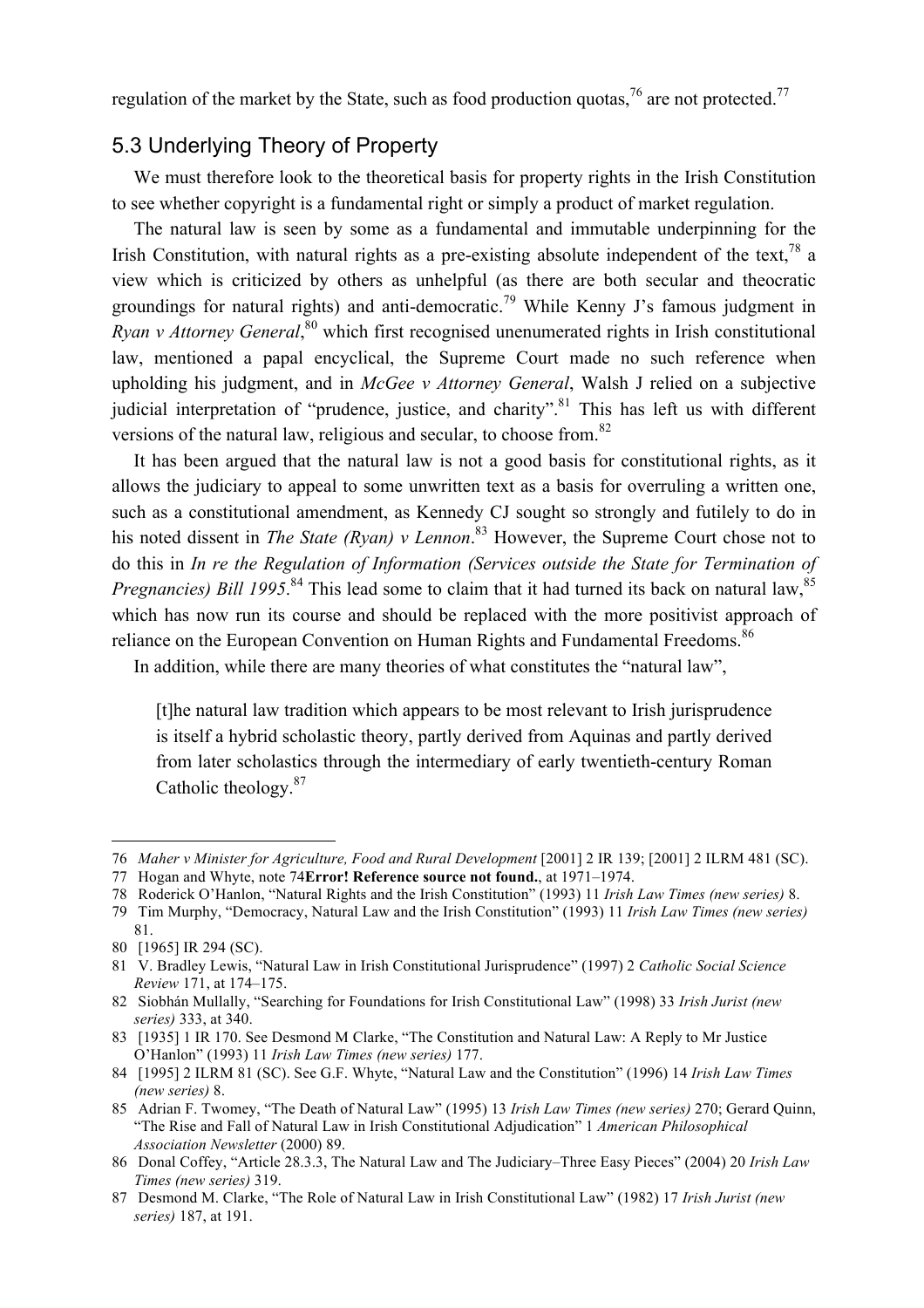regulation of the market by the State, such as food production quotas,[76] are not protected.[77]

## 5.3 Underlying Theory of Property

We must therefore look to the theoretical basis for property rights in the Irish Constitution to see whether copyright is a fundamental right or simply a product of market regulation.

The natural law is seen by some as a fundamental and immutable underpinning for the Irish Constitution, with natural rights as a pre-existing absolute independent of the text,[78] a view which is criticized by others as unhelpful (as there are both secular and theocratic groundings for natural rights) and anti-democratic.[79] While Kenny J's famous judgment in *Ryan v Attorney General*,[80] which first recognised unenumerated rights in Irish constitutional law, mentioned a papal encyclical, the Supreme Court made no such reference when upholding his judgment, and in *McGee v Attorney General*, Walsh J relied on a subjective judicial interpretation of "prudence, justice, and charity".[81] This has left us with different versions of the natural law, religious and secular, to choose from.[82]

It has been argued that the natural law is not a good basis for constitutional rights, as it allows the judiciary to appeal to some unwritten text as a basis for overruling a written one, such as a constitutional amendment, as Kennedy CJ sought so strongly and futilely to do in his noted dissent in *The State (Ryan) v Lennon*.[83] However, the Supreme Court chose not to do this in *In re the Regulation of Information (Services outside the State for Termination of Pregnancies) Bill 1995*.[84] This lead some to claim that it had turned its back on natural law,[85] which has now run its course and should be replaced with the more positivist approach of reliance on the European Convention on Human Rights and Fundamental Freedoms.[86]

In addition, while there are many theories of what constitutes the "natural law",

> [t]he natural law tradition which appears to be most relevant to Irish jurisprudence is itself a hybrid scholastic theory, partly derived from Aquinas and partly derived from later scholastics through the intermediary of early twentieth-century Roman Catholic theology.[87]

---

76 *Maher v Minister for Agriculture, Food and Rural Development* [2001] 2 IR 139; [2001] 2 ILRM 481 (SC).

77 Hogan and Whyte, note 74**Error! Reference source not found.**, at 1971–1974.

78 Roderick O'Hanlon, "Natural Rights and the Irish Constitution" (1993) 11 *Irish Law Times (new series)* 8.

79 Tim Murphy, "Democracy, Natural Law and the Irish Constitution" (1993) 11 *Irish Law Times (new series)* 81.

80 [1965] IR 294 (SC).

81 V. Bradley Lewis, "Natural Law in Irish Constitutional Jurisprudence" (1997) 2 *Catholic Social Science Review* 171, at 174–175.

82 Siobhán Mullally, "Searching for Foundations for Irish Constitutional Law" (1998) 33 *Irish Jurist (new series)* 333, at 340.

83 [1935] 1 IR 170. See Desmond M Clarke, "The Constitution and Natural Law: A Reply to Mr Justice O'Hanlon" (1993) 11 *Irish Law Times (new series)* 177.

84 [1995] 2 ILRM 81 (SC). See G.F. Whyte, "Natural Law and the Constitution" (1996) 14 *Irish Law Times (new series)* 8.

85 Adrian F. Twomey, "The Death of Natural Law" (1995) 13 *Irish Law Times (new series)* 270; Gerard Quinn, "The Rise and Fall of Natural Law in Irish Constitutional Adjudication" 1 *American Philosophical Association Newsletter* (2000) 89.

86 Donal Coffey, "Article 28.3.3, The Natural Law and The Judiciary–Three Easy Pieces" (2004) 20 *Irish Law Times (new series)* 319.

87 Desmond M. Clarke, "The Role of Natural Law in Irish Constitutional Law" (1982) 17 *Irish Jurist (new series)* 187, at 191.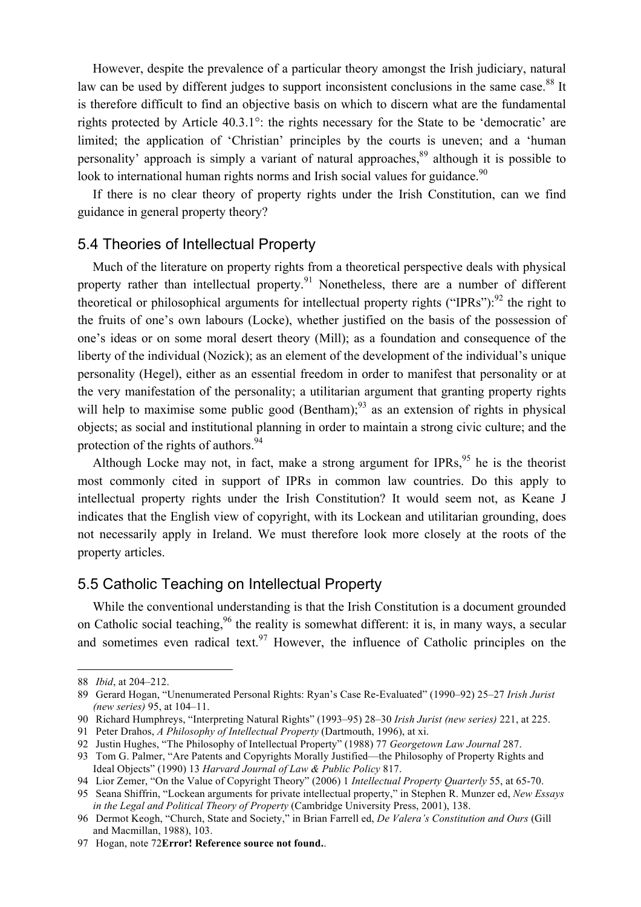However, despite the prevalence of a particular theory amongst the Irish judiciary, natural law can be used by different judges to support inconsistent conclusions in the same case.[88] It is therefore difficult to find an objective basis on which to discern what are the fundamental rights protected by Article 40.3.1°: the rights necessary for the State to be 'democratic' are limited; the application of 'Christian' principles by the courts is uneven; and a 'human personality' approach is simply a variant of natural approaches,[89] although it is possible to look to international human rights norms and Irish social values for guidance.[90]

If there is no clear theory of property rights under the Irish Constitution, can we find guidance in general property theory?

## 5.4 Theories of Intellectual Property

Much of the literature on property rights from a theoretical perspective deals with physical property rather than intellectual property.[91] Nonetheless, there are a number of different theoretical or philosophical arguments for intellectual property rights ("IPRs"):[92] the right to the fruits of one's own labours (Locke), whether justified on the basis of the possession of one's ideas or on some moral desert theory (Mill); as a foundation and consequence of the liberty of the individual (Nozick); as an element of the development of the individual's unique personality (Hegel), either as an essential freedom in order to manifest that personality or at the very manifestation of the personality; a utilitarian argument that granting property rights will help to maximise some public good (Bentham);[93] as an extension of rights in physical objects; as social and institutional planning in order to maintain a strong civic culture; and the protection of the rights of authors.[94]

Although Locke may not, in fact, make a strong argument for IPRs,[95] he is the theorist most commonly cited in support of IPRs in common law countries. Do this apply to intellectual property rights under the Irish Constitution? It would seem not, as Keane J indicates that the English view of copyright, with its Lockean and utilitarian grounding, does not necessarily apply in Ireland. We must therefore look more closely at the roots of the property articles.

## 5.5 Catholic Teaching on Intellectual Property

While the conventional understanding is that the Irish Constitution is a document grounded on Catholic social teaching,[96] the reality is somewhat different: it is, in many ways, a secular and sometimes even radical text.[97] However, the influence of Catholic principles on the

---

88 *Ibid*, at 204–212.

89 Gerard Hogan, "Unenumerated Personal Rights: Ryan's Case Re-Evaluated" (1990–92) 25–27 *Irish Jurist (new series)* 95, at 104–11.

90 Richard Humphreys, "Interpreting Natural Rights" (1993–95) 28–30 *Irish Jurist (new series)* 221, at 225.

91 Peter Drahos, *A Philosophy of Intellectual Property* (Dartmouth, 1996), at xi.

92 Justin Hughes, "The Philosophy of Intellectual Property" (1988) 77 *Georgetown Law Journal* 287.

93 Tom G. Palmer, "Are Patents and Copyrights Morally Justified—the Philosophy of Property Rights and Ideal Objects" (1990) 13 *Harvard Journal of Law & Public Policy* 817.

94 Lior Zemer, "On the Value of Copyright Theory" (2006) 1 *Intellectual Property Quarterly* 55, at 65-70.

95 Seana Shiffrin, "Lockean arguments for private intellectual property," in Stephen R. Munzer ed, *New Essays in the Legal and Political Theory of Property* (Cambridge University Press, 2001), 138.

96 Dermot Keogh, "Church, State and Society," in Brian Farrell ed, *De Valera's Constitution and Ours* (Gill and Macmillan, 1988), 103.

97 Hogan, note 72**Error! Reference source not found.**.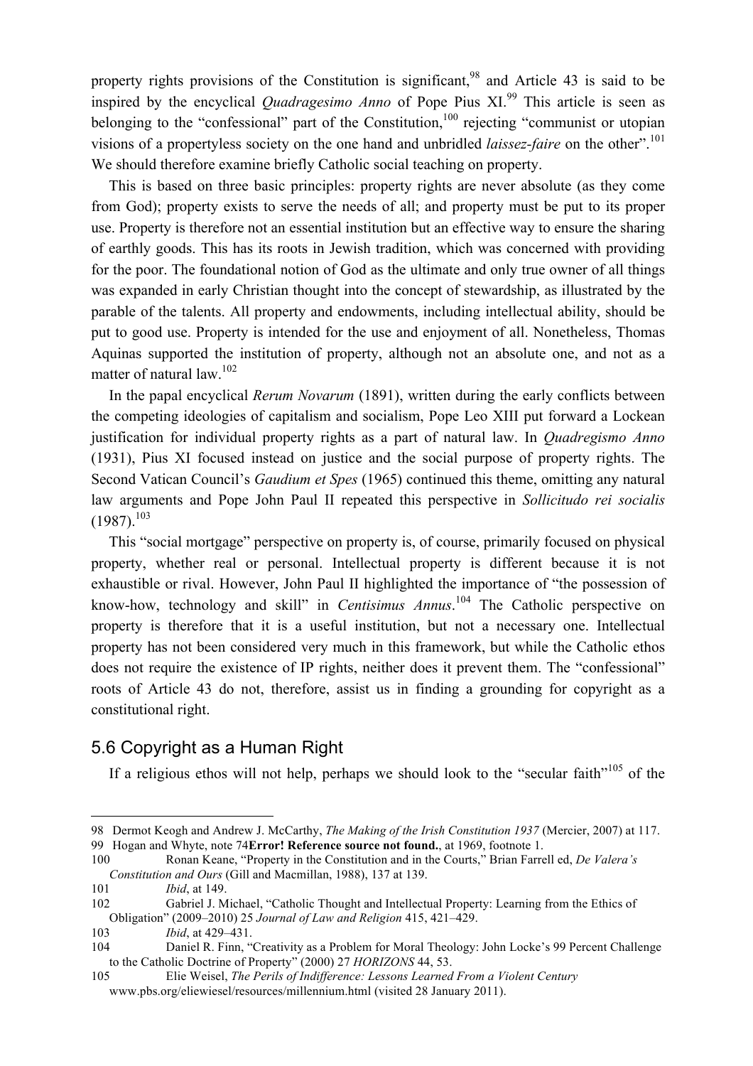property rights provisions of the Constitution is significant,[98] and Article 43 is said to be inspired by the encyclical *Quadragesimo Anno* of Pope Pius XI.[99] This article is seen as belonging to the "confessional" part of the Constitution,[100] rejecting "communist or utopian visions of a propertyless society on the one hand and unbridled *laissez-faire* on the other".[101] We should therefore examine briefly Catholic social teaching on property.

This is based on three basic principles: property rights are never absolute (as they come from God); property exists to serve the needs of all; and property must be put to its proper use. Property is therefore not an essential institution but an effective way to ensure the sharing of earthly goods. This has its roots in Jewish tradition, which was concerned with providing for the poor. The foundational notion of God as the ultimate and only true owner of all things was expanded in early Christian thought into the concept of stewardship, as illustrated by the parable of the talents. All property and endowments, including intellectual ability, should be put to good use. Property is intended for the use and enjoyment of all. Nonetheless, Thomas Aquinas supported the institution of property, although not an absolute one, and not as a matter of natural law.[102]

In the papal encyclical *Rerum Novarum* (1891), written during the early conflicts between the competing ideologies of capitalism and socialism, Pope Leo XIII put forward a Lockean justification for individual property rights as a part of natural law. In *Quadregismo Anno* (1931), Pius XI focused instead on justice and the social purpose of property rights. The Second Vatican Council's *Gaudium et Spes* (1965) continued this theme, omitting any natural law arguments and Pope John Paul II repeated this perspective in *Sollicitudo rei socialis* (1987).[103]

This "social mortgage" perspective on property is, of course, primarily focused on physical property, whether real or personal. Intellectual property is different because it is not exhaustible or rival. However, John Paul II highlighted the importance of "the possession of know-how, technology and skill" in *Centisimus Annus*.[104] The Catholic perspective on property is therefore that it is a useful institution, but not a necessary one. Intellectual property has not been considered very much in this framework, but while the Catholic ethos does not require the existence of IP rights, neither does it prevent them. The "confessional" roots of Article 43 do not, therefore, assist us in finding a grounding for copyright as a constitutional right.

## 5.6 Copyright as a Human Right

If a religious ethos will not help, perhaps we should look to the "secular faith"[105] of the

---

98 Dermot Keogh and Andrew J. McCarthy, *The Making of the Irish Constitution 1937* (Mercier, 2007) at 117.

99 Hogan and Whyte, note 74**Error! Reference source not found.**, at 1969, footnote 1.

100 Ronan Keane, "Property in the Constitution and in the Courts," Brian Farrell ed, *De Valera's Constitution and Ours* (Gill and Macmillan, 1988), 137 at 139.

101 *Ibid*, at 149.

102 Gabriel J. Michael, "Catholic Thought and Intellectual Property: Learning from the Ethics of Obligation" (2009–2010) 25 *Journal of Law and Religion* 415, 421–429.

103 *Ibid*, at 429–431.

104 Daniel R. Finn, "Creativity as a Problem for Moral Theology: John Locke's 99 Percent Challenge to the Catholic Doctrine of Property" (2000) 27 *HORIZONS* 44, 53.

105 Elie Weisel, *The Perils of Indifference: Lessons Learned From a Violent Century* www.pbs.org/eliewiesel/resources/millennium.html (visited 28 January 2011).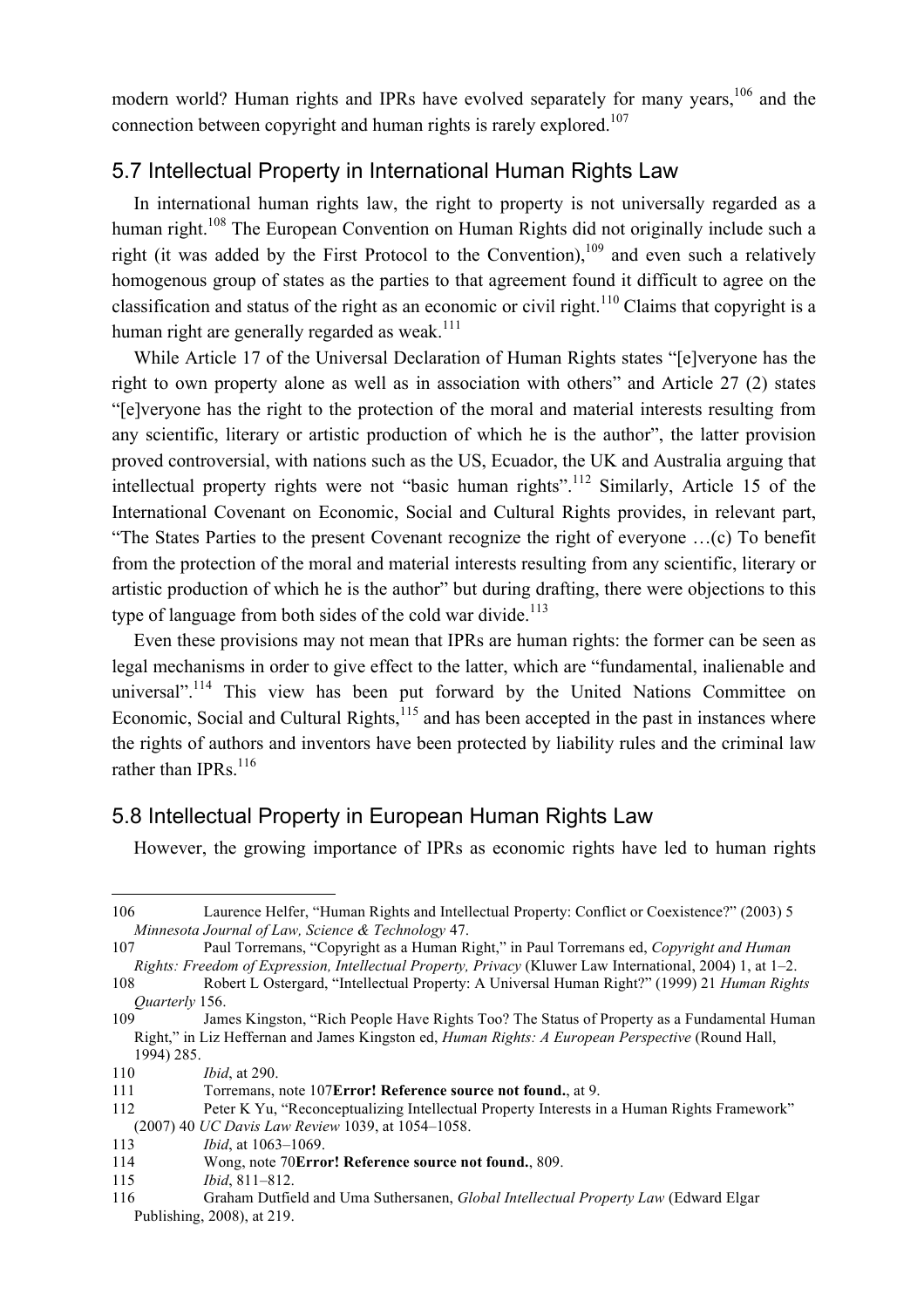modern world? Human rights and IPRs have evolved separately for many years,[106] and the connection between copyright and human rights is rarely explored.[107]

## 5.7 Intellectual Property in International Human Rights Law

In international human rights law, the right to property is not universally regarded as a human right.[108] The European Convention on Human Rights did not originally include such a right (it was added by the First Protocol to the Convention),[109] and even such a relatively homogenous group of states as the parties to that agreement found it difficult to agree on the classification and status of the right as an economic or civil right.[110] Claims that copyright is a human right are generally regarded as weak.[111]

While Article 17 of the Universal Declaration of Human Rights states "[e]veryone has the right to own property alone as well as in association with others" and Article 27 (2) states "[e]veryone has the right to the protection of the moral and material interests resulting from any scientific, literary or artistic production of which he is the author", the latter provision proved controversial, with nations such as the US, Ecuador, the UK and Australia arguing that intellectual property rights were not "basic human rights".[112] Similarly, Article 15 of the International Covenant on Economic, Social and Cultural Rights provides, in relevant part, "The States Parties to the present Covenant recognize the right of everyone …(c) To benefit from the protection of the moral and material interests resulting from any scientific, literary or artistic production of which he is the author" but during drafting, there were objections to this type of language from both sides of the cold war divide.[113]

Even these provisions may not mean that IPRs are human rights: the former can be seen as legal mechanisms in order to give effect to the latter, which are "fundamental, inalienable and universal".[114] This view has been put forward by the United Nations Committee on Economic, Social and Cultural Rights,[115] and has been accepted in the past in instances where the rights of authors and inventors have been protected by liability rules and the criminal law rather than IPRs.[116]

## 5.8 Intellectual Property in European Human Rights Law

However, the growing importance of IPRs as economic rights have led to human rights

---

106 Laurence Helfer, "Human Rights and Intellectual Property: Conflict or Coexistence?" (2003) 5 *Minnesota Journal of Law, Science & Technology* 47.

107 Paul Torremans, "Copyright as a Human Right," in Paul Torremans ed, *Copyright and Human Rights: Freedom of Expression, Intellectual Property, Privacy* (Kluwer Law International, 2004) 1, at 1–2.

108 Robert L Ostergard, "Intellectual Property: A Universal Human Right?" (1999) 21 *Human Rights Quarterly* 156.

109 James Kingston, "Rich People Have Rights Too? The Status of Property as a Fundamental Human Right," in Liz Heffernan and James Kingston ed, *Human Rights: A European Perspective* (Round Hall, 1994) 285.

110 *Ibid*, at 290.

111 Torremans, note 107**Error! Reference source not found.**, at 9.

112 Peter K Yu, "Reconceptualizing Intellectual Property Interests in a Human Rights Framework" (2007) 40 *UC Davis Law Review* 1039, at 1054–1058.

113 *Ibid*, at 1063–1069.

114 Wong, note 70**Error! Reference source not found.**, 809.

115 *Ibid*, 811–812.

116 Graham Dutfield and Uma Suthersanen, *Global Intellectual Property Law* (Edward Elgar Publishing, 2008), at 219.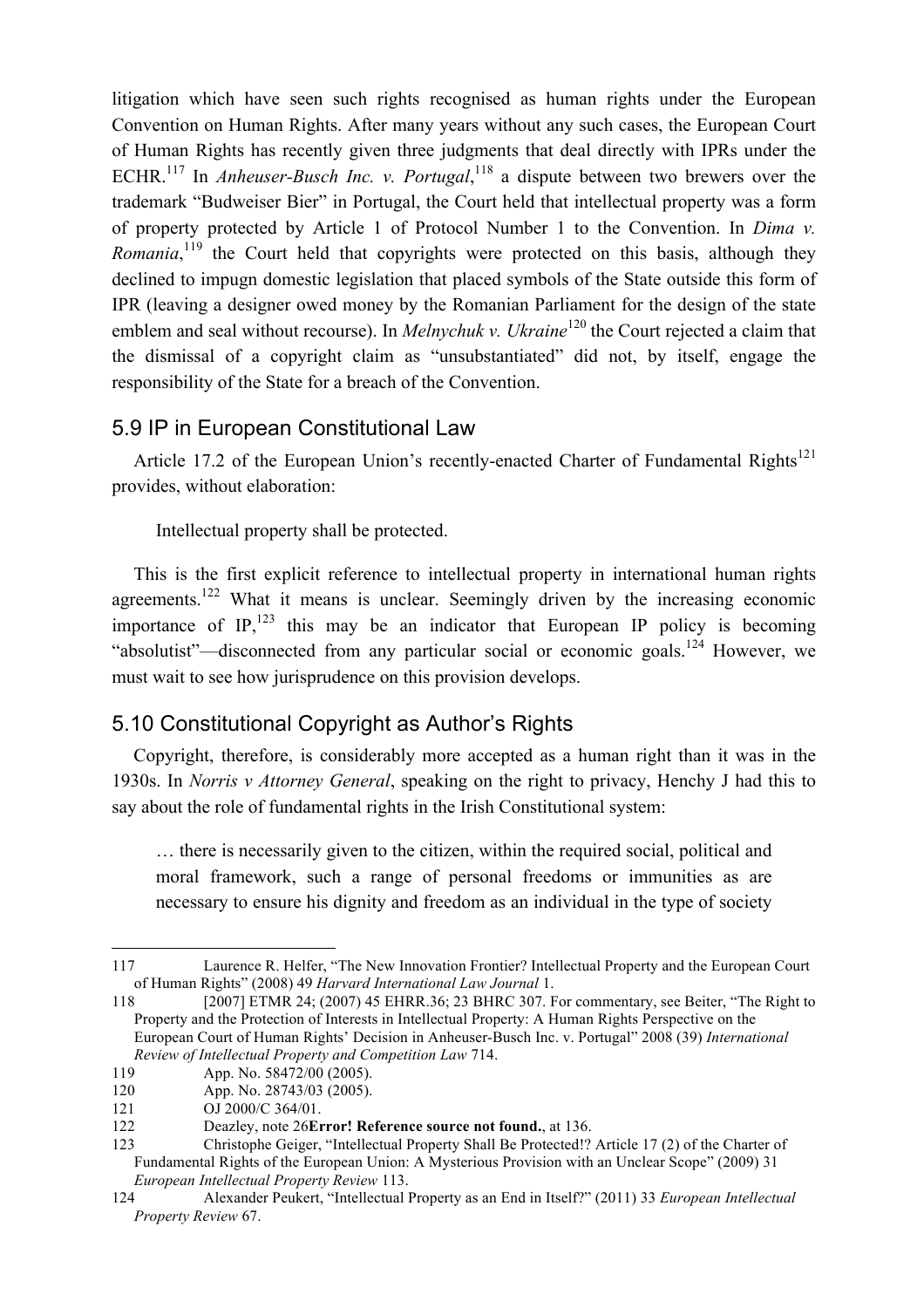litigation which have seen such rights recognised as human rights under the European Convention on Human Rights. After many years without any such cases, the European Court of Human Rights has recently given three judgments that deal directly with IPRs under the ECHR.[117] In *Anheuser-Busch Inc. v. Portugal*,[118] a dispute between two brewers over the trademark "Budweiser Bier" in Portugal, the Court held that intellectual property was a form of property protected by Article 1 of Protocol Number 1 to the Convention. In *Dima v. Romania*,[119] the Court held that copyrights were protected on this basis, although they declined to impugn domestic legislation that placed symbols of the State outside this form of IPR (leaving a designer owed money by the Romanian Parliament for the design of the state emblem and seal without recourse). In *Melnychuk v. Ukraine*[120] the Court rejected a claim that the dismissal of a copyright claim as "unsubstantiated" did not, by itself, engage the responsibility of the State for a breach of the Convention.

## 5.9 IP in European Constitutional Law

Article 17.2 of the European Union's recently-enacted Charter of Fundamental Rights[121] provides, without elaboration:

> Intellectual property shall be protected.

This is the first explicit reference to intellectual property in international human rights agreements.[122] What it means is unclear. Seemingly driven by the increasing economic importance of IP,[123] this may be an indicator that European IP policy is becoming "absolutist"—disconnected from any particular social or economic goals.[124] However, we must wait to see how jurisprudence on this provision develops.

## 5.10 Constitutional Copyright as Author's Rights

Copyright, therefore, is considerably more accepted as a human right than it was in the 1930s. In *Norris v Attorney General*, speaking on the right to privacy, Henchy J had this to say about the role of fundamental rights in the Irish Constitutional system:

> … there is necessarily given to the citizen, within the required social, political and moral framework, such a range of personal freedoms or immunities as are necessary to ensure his dignity and freedom as an individual in the type of society

---

117 Laurence R. Helfer, "The New Innovation Frontier? Intellectual Property and the European Court of Human Rights" (2008) 49 *Harvard International Law Journal* 1.

118 [2007] ETMR 24; (2007) 45 EHRR.36; 23 BHRC 307. For commentary, see Beiter, "The Right to Property and the Protection of Interests in Intellectual Property: A Human Rights Perspective on the European Court of Human Rights' Decision in Anheuser-Busch Inc. v. Portugal" 2008 (39) *International Review of Intellectual Property and Competition Law* 714.

119 App. No. 58472/00 (2005).

120 App. No. 28743/03 (2005).

121 OJ 2000/C 364/01.

122 Deazley, note 26**Error! Reference source not found.**, at 136.

123 Christophe Geiger, "Intellectual Property Shall Be Protected!? Article 17 (2) of the Charter of Fundamental Rights of the European Union: A Mysterious Provision with an Unclear Scope" (2009) 31 *European Intellectual Property Review* 113.

124 Alexander Peukert, "Intellectual Property as an End in Itself?" (2011) 33 *European Intellectual Property Review* 67.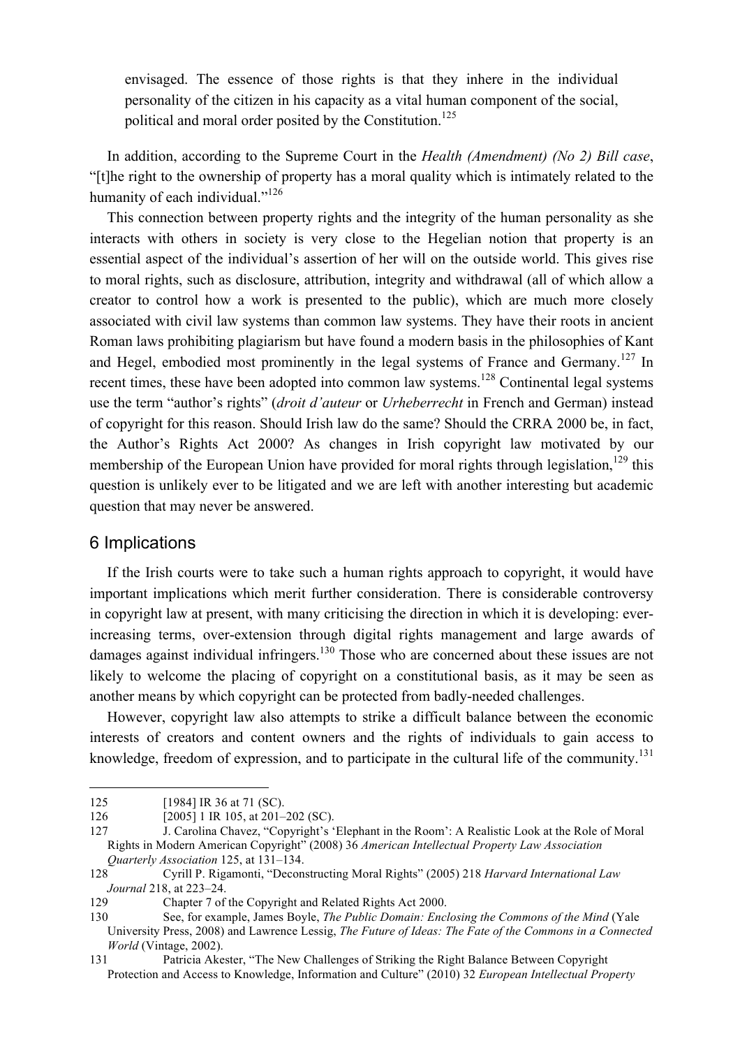> envisaged. The essence of those rights is that they inhere in the individual personality of the citizen in his capacity as a vital human component of the social, political and moral order posited by the Constitution.[125]

In addition, according to the Supreme Court in the *Health (Amendment) (No 2) Bill case*, "[t]he right to the ownership of property has a moral quality which is intimately related to the humanity of each individual."[126]

This connection between property rights and the integrity of the human personality as she interacts with others in society is very close to the Hegelian notion that property is an essential aspect of the individual's assertion of her will on the outside world. This gives rise to moral rights, such as disclosure, attribution, integrity and withdrawal (all of which allow a creator to control how a work is presented to the public), which are much more closely associated with civil law systems than common law systems. They have their roots in ancient Roman laws prohibiting plagiarism but have found a modern basis in the philosophies of Kant and Hegel, embodied most prominently in the legal systems of France and Germany.[127] In recent times, these have been adopted into common law systems.[128] Continental legal systems use the term "author's rights" (*droit d'auteur* or *Urheberrecht* in French and German) instead of copyright for this reason. Should Irish law do the same? Should the CRRA 2000 be, in fact, the Author's Rights Act 2000? As changes in Irish copyright law motivated by our membership of the European Union have provided for moral rights through legislation,[129] this question is unlikely ever to be litigated and we are left with another interesting but academic question that may never be answered.

## 6 Implications

If the Irish courts were to take such a human rights approach to copyright, it would have important implications which merit further consideration. There is considerable controversy in copyright law at present, with many criticising the direction in which it is developing: ever-increasing terms, over-extension through digital rights management and large awards of damages against individual infringers.[130] Those who are concerned about these issues are not likely to welcome the placing of copyright on a constitutional basis, as it may be seen as another means by which copyright can be protected from badly-needed challenges.

However, copyright law also attempts to strike a difficult balance between the economic interests of creators and content owners and the rights of individuals to gain access to knowledge, freedom of expression, and to participate in the cultural life of the community.[131]

---

125 [1984] IR 36 at 71 (SC).

126 [2005] 1 IR 105, at 201–202 (SC).

127 J. Carolina Chavez, "Copyright's 'Elephant in the Room': A Realistic Look at the Role of Moral Rights in Modern American Copyright" (2008) 36 *American Intellectual Property Law Association Quarterly Association* 125, at 131–134.

128 Cyrill P. Rigamonti, "Deconstructing Moral Rights" (2005) 218 *Harvard International Law Journal* 218, at 223–24.

129 Chapter 7 of the Copyright and Related Rights Act 2000.

130 See, for example, James Boyle, *The Public Domain: Enclosing the Commons of the Mind* (Yale University Press, 2008) and Lawrence Lessig, *The Future of Ideas: The Fate of the Commons in a Connected World* (Vintage, 2002).

131 Patricia Akester, "The New Challenges of Striking the Right Balance Between Copyright Protection and Access to Knowledge, Information and Culture" (2010) 32 *European Intellectual Property*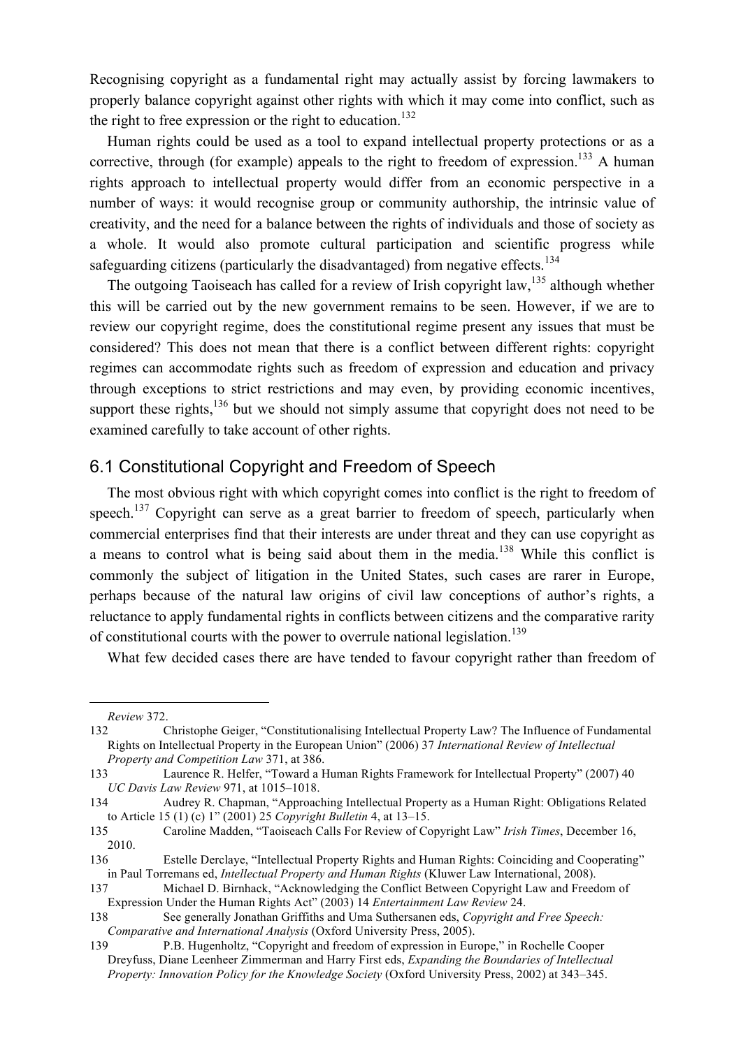Recognising copyright as a fundamental right may actually assist by forcing lawmakers to properly balance copyright against other rights with which it may come into conflict, such as the right to free expression or the right to education.[132]

Human rights could be used as a tool to expand intellectual property protections or as a corrective, through (for example) appeals to the right to freedom of expression.[133] A human rights approach to intellectual property would differ from an economic perspective in a number of ways: it would recognise group or community authorship, the intrinsic value of creativity, and the need for a balance between the rights of individuals and those of society as a whole. It would also promote cultural participation and scientific progress while safeguarding citizens (particularly the disadvantaged) from negative effects.[134]

The outgoing Taoiseach has called for a review of Irish copyright law,[135] although whether this will be carried out by the new government remains to be seen. However, if we are to review our copyright regime, does the constitutional regime present any issues that must be considered? This does not mean that there is a conflict between different rights: copyright regimes can accommodate rights such as freedom of expression and education and privacy through exceptions to strict restrictions and may even, by providing economic incentives, support these rights,[136] but we should not simply assume that copyright does not need to be examined carefully to take account of other rights.

## 6.1 Constitutional Copyright and Freedom of Speech

The most obvious right with which copyright comes into conflict is the right to freedom of speech.[137] Copyright can serve as a great barrier to freedom of speech, particularly when commercial enterprises find that their interests are under threat and they can use copyright as a means to control what is being said about them in the media.[138] While this conflict is commonly the subject of litigation in the United States, such cases are rarer in Europe, perhaps because of the natural law origins of civil law conceptions of author's rights, a reluctance to apply fundamental rights in conflicts between citizens and the comparative rarity of constitutional courts with the power to overrule national legislation.[139]

What few decided cases there are have tended to favour copyright rather than freedom of

---

*Review* 372.

132 Christophe Geiger, "Constitutionalising Intellectual Property Law? The Influence of Fundamental Rights on Intellectual Property in the European Union" (2006) 37 *International Review of Intellectual Property and Competition Law* 371, at 386.

133 Laurence R. Helfer, "Toward a Human Rights Framework for Intellectual Property" (2007) 40 *UC Davis Law Review* 971, at 1015–1018.

134 Audrey R. Chapman, "Approaching Intellectual Property as a Human Right: Obligations Related to Article 15 (1) (c) 1" (2001) 25 *Copyright Bulletin* 4, at 13–15.

135 Caroline Madden, "Taoiseach Calls For Review of Copyright Law" *Irish Times*, December 16, 2010.

136 Estelle Derclaye, "Intellectual Property Rights and Human Rights: Coinciding and Cooperating" in Paul Torremans ed, *Intellectual Property and Human Rights* (Kluwer Law International, 2008).

137 Michael D. Birnhack, "Acknowledging the Conflict Between Copyright Law and Freedom of Expression Under the Human Rights Act" (2003) 14 *Entertainment Law Review* 24.

138 See generally Jonathan Griffiths and Uma Suthersanen eds, *Copyright and Free Speech: Comparative and International Analysis* (Oxford University Press, 2005).

139 P.B. Hugenholtz, "Copyright and freedom of expression in Europe," in Rochelle Cooper Dreyfuss, Diane Leenheer Zimmerman and Harry First eds, *Expanding the Boundaries of Intellectual Property: Innovation Policy for the Knowledge Society* (Oxford University Press, 2002) at 343–345.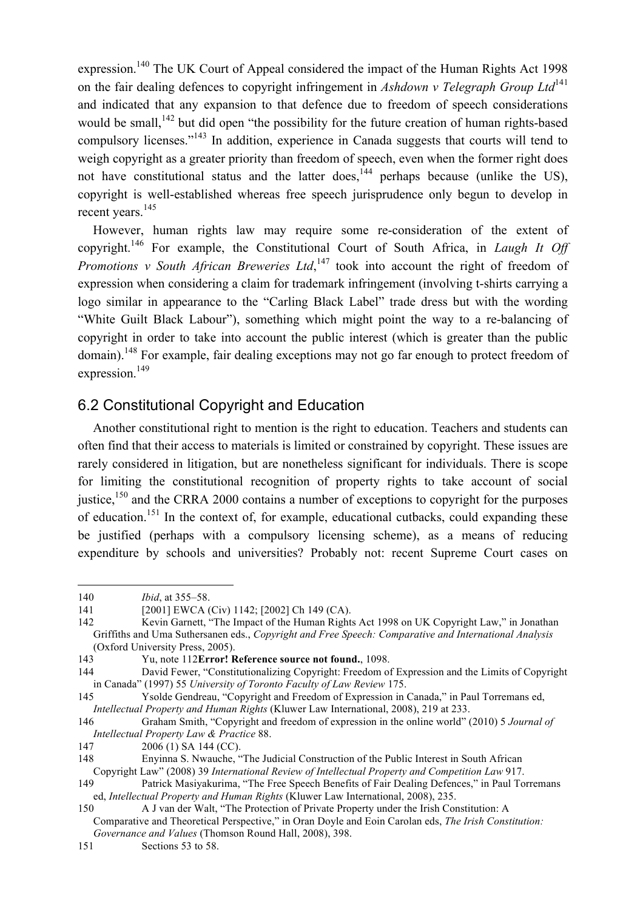expression.[140] The UK Court of Appeal considered the impact of the Human Rights Act 1998 on the fair dealing defences to copyright infringement in *Ashdown v Telegraph Group Ltd*[141] and indicated that any expansion to that defence due to freedom of speech considerations would be small,[142] but did open "the possibility for the future creation of human rights-based compulsory licenses."[143] In addition, experience in Canada suggests that courts will tend to weigh copyright as a greater priority than freedom of speech, even when the former right does not have constitutional status and the latter does,[144] perhaps because (unlike the US), copyright is well-established whereas free speech jurisprudence only begun to develop in recent years.[145]

However, human rights law may require some re-consideration of the extent of copyright.[146] For example, the Constitutional Court of South Africa, in *Laugh It Off Promotions v South African Breweries Ltd*,[147] took into account the right of freedom of expression when considering a claim for trademark infringement (involving t-shirts carrying a logo similar in appearance to the "Carling Black Label" trade dress but with the wording "White Guilt Black Labour"), something which might point the way to a re-balancing of copyright in order to take into account the public interest (which is greater than the public domain).[148] For example, fair dealing exceptions may not go far enough to protect freedom of expression.[149]

## 6.2 Constitutional Copyright and Education

Another constitutional right to mention is the right to education. Teachers and students can often find that their access to materials is limited or constrained by copyright. These issues are rarely considered in litigation, but are nonetheless significant for individuals. There is scope for limiting the constitutional recognition of property rights to take account of social justice,[150] and the CRRA 2000 contains a number of exceptions to copyright for the purposes of education.[151] In the context of, for example, educational cutbacks, could expanding these be justified (perhaps with a compulsory licensing scheme), as a means of reducing expenditure by schools and universities? Probably not: recent Supreme Court cases on

---

140 *Ibid*, at 355–58.

141 [2001] EWCA (Civ) 1142; [2002] Ch 149 (CA).

142 Kevin Garnett, "The Impact of the Human Rights Act 1998 on UK Copyright Law," in Jonathan Griffiths and Uma Suthersanen eds., *Copyright and Free Speech: Comparative and International Analysis* (Oxford University Press, 2005).

143 Yu, note 112**Error! Reference source not found.**, 1098.

144 David Fewer, "Constitutionalizing Copyright: Freedom of Expression and the Limits of Copyright in Canada" (1997) 55 *University of Toronto Faculty of Law Review* 175.

145 Ysolde Gendreau, "Copyright and Freedom of Expression in Canada," in Paul Torremans ed, *Intellectual Property and Human Rights* (Kluwer Law International, 2008), 219 at 233.

146 Graham Smith, "Copyright and freedom of expression in the online world" (2010) 5 *Journal of Intellectual Property Law & Practice* 88.

147 2006 (1) SA 144 (CC).

148 Enyinna S. Nwauche, "The Judicial Construction of the Public Interest in South African Copyright Law" (2008) 39 *International Review of Intellectual Property and Competition Law* 917.

149 Patrick Masiyakurima, "The Free Speech Benefits of Fair Dealing Defences," in Paul Torremans ed, *Intellectual Property and Human Rights* (Kluwer Law International, 2008), 235.

150 A J van der Walt, "The Protection of Private Property under the Irish Constitution: A Comparative and Theoretical Perspective," in Oran Doyle and Eoin Carolan eds, *The Irish Constitution: Governance and Values* (Thomson Round Hall, 2008), 398.

151 Sections 53 to 58.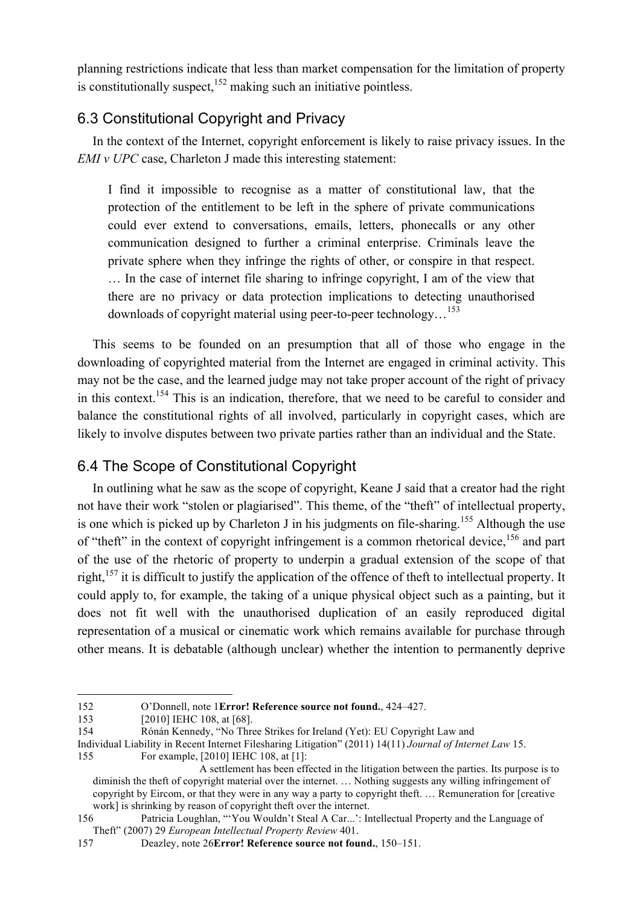planning restrictions indicate that less than market compensation for the limitation of property is constitutionally suspect,[152] making such an initiative pointless.

## 6.3 Constitutional Copyright and Privacy

In the context of the Internet, copyright enforcement is likely to raise privacy issues. In the *EMI v UPC* case, Charleton J made this interesting statement:

> I find it impossible to recognise as a matter of constitutional law, that the protection of the entitlement to be left in the sphere of private communications could ever extend to conversations, emails, letters, phonecalls or any other communication designed to further a criminal enterprise. Criminals leave the private sphere when they infringe the rights of other, or conspire in that respect. … In the case of internet file sharing to infringe copyright, I am of the view that there are no privacy or data protection implications to detecting unauthorised downloads of copyright material using peer-to-peer technology…[153]

This seems to be founded on an presumption that all of those who engage in the downloading of copyrighted material from the Internet are engaged in criminal activity. This may not be the case, and the learned judge may not take proper account of the right of privacy in this context.[154] This is an indication, therefore, that we need to be careful to consider and balance the constitutional rights of all involved, particularly in copyright cases, which are likely to involve disputes between two private parties rather than an individual and the State.

## 6.4 The Scope of Constitutional Copyright

In outlining what he saw as the scope of copyright, Keane J said that a creator had the right not have their work "stolen or plagiarised". This theme, of the "theft" of intellectual property, is one which is picked up by Charleton J in his judgments on file-sharing.[155] Although the use of "theft" in the context of copyright infringement is a common rhetorical device,[156] and part of the use of the rhetoric of property to underpin a gradual extension of the scope of that right,[157] it is difficult to justify the application of the offence of theft to intellectual property. It could apply to, for example, the taking of a unique physical object such as a painting, but it does not fit well with the unauthorised duplication of an easily reproduced digital representation of a musical or cinematic work which remains available for purchase through other means. It is debatable (although unclear) whether the intention to permanently deprive

---

152 O'Donnell, note 1**Error! Reference source not found.**, 424–427.

153 [2010] IEHC 108, at [68].

154 Rónán Kennedy, "No Three Strikes for Ireland (Yet): EU Copyright Law and Individual Liability in Recent Internet Filesharing Litigation" (2011) 14(11) *Journal of Internet Law* 15.

155 For example, [2010] IEHC 108, at [1]:

> A settlement has been effected in the litigation between the parties. Its purpose is to diminish the theft of copyright material over the internet. … Nothing suggests any willing infringement of copyright by Eircom, or that they were in any way a party to copyright theft. … Remuneration for [creative work] is shrinking by reason of copyright theft over the internet.

156 Patricia Loughlan, "'You Wouldn't Steal A Car...': Intellectual Property and the Language of Theft" (2007) 29 *European Intellectual Property Review* 401.

157 Deazley, note 26**Error! Reference source not found.**, 150–151.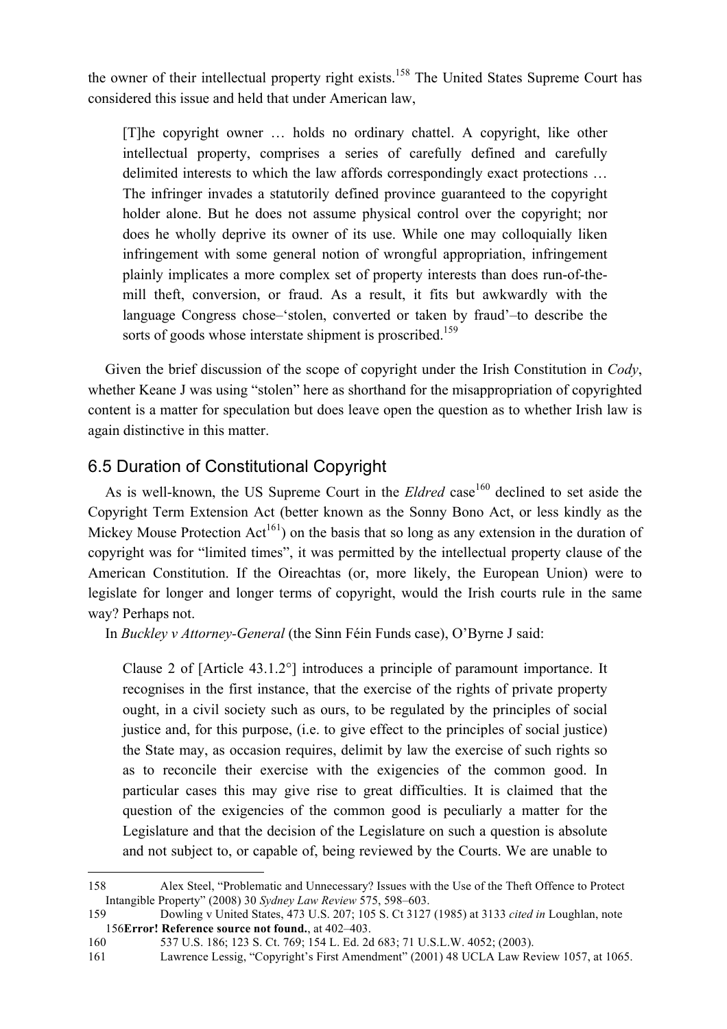the owner of their intellectual property right exists.[158] The United States Supreme Court has considered this issue and held that under American law,

> [T]he copyright owner … holds no ordinary chattel. A copyright, like other intellectual property, comprises a series of carefully defined and carefully delimited interests to which the law affords correspondingly exact protections … The infringer invades a statutorily defined province guaranteed to the copyright holder alone. But he does not assume physical control over the copyright; nor does he wholly deprive its owner of its use. While one may colloquially liken infringement with some general notion of wrongful appropriation, infringement plainly implicates a more complex set of property interests than does run-of-the-mill theft, conversion, or fraud. As a result, it fits but awkwardly with the language Congress chose–'stolen, converted or taken by fraud'–to describe the sorts of goods whose interstate shipment is proscribed.[159]

Given the brief discussion of the scope of copyright under the Irish Constitution in *Cody*, whether Keane J was using "stolen" here as shorthand for the misappropriation of copyrighted content is a matter for speculation but does leave open the question as to whether Irish law is again distinctive in this matter.

## 6.5 Duration of Constitutional Copyright

As is well-known, the US Supreme Court in the *Eldred* case[160] declined to set aside the Copyright Term Extension Act (better known as the Sonny Bono Act, or less kindly as the Mickey Mouse Protection Act[161]) on the basis that so long as any extension in the duration of copyright was for "limited times", it was permitted by the intellectual property clause of the American Constitution. If the Oireachtas (or, more likely, the European Union) were to legislate for longer and longer terms of copyright, would the Irish courts rule in the same way? Perhaps not.

In *Buckley v Attorney-General* (the Sinn Féin Funds case), O'Byrne J said:

> Clause 2 of [Article 43.1.2°] introduces a principle of paramount importance. It recognises in the first instance, that the exercise of the rights of private property ought, in a civil society such as ours, to be regulated by the principles of social justice and, for this purpose, (i.e. to give effect to the principles of social justice) the State may, as occasion requires, delimit by law the exercise of such rights so as to reconcile their exercise with the exigencies of the common good. In particular cases this may give rise to great difficulties. It is claimed that the question of the exigencies of the common good is peculiarly a matter for the Legislature and that the decision of the Legislature on such a question is absolute and not subject to, or capable of, being reviewed by the Courts. We are unable to

---

158 Alex Steel, "Problematic and Unnecessary? Issues with the Use of the Theft Offence to Protect Intangible Property" (2008) 30 *Sydney Law Review* 575, 598–603.

159 Dowling v United States, 473 U.S. 207; 105 S. Ct 3127 (1985) at 3133 *cited in* Loughlan, note 156**Error! Reference source not found.**, at 402–403.

160 537 U.S. 186; 123 S. Ct. 769; 154 L. Ed. 2d 683; 71 U.S.L.W. 4052; (2003).

161 Lawrence Lessig, "Copyright's First Amendment" (2001) 48 UCLA Law Review 1057, at 1065.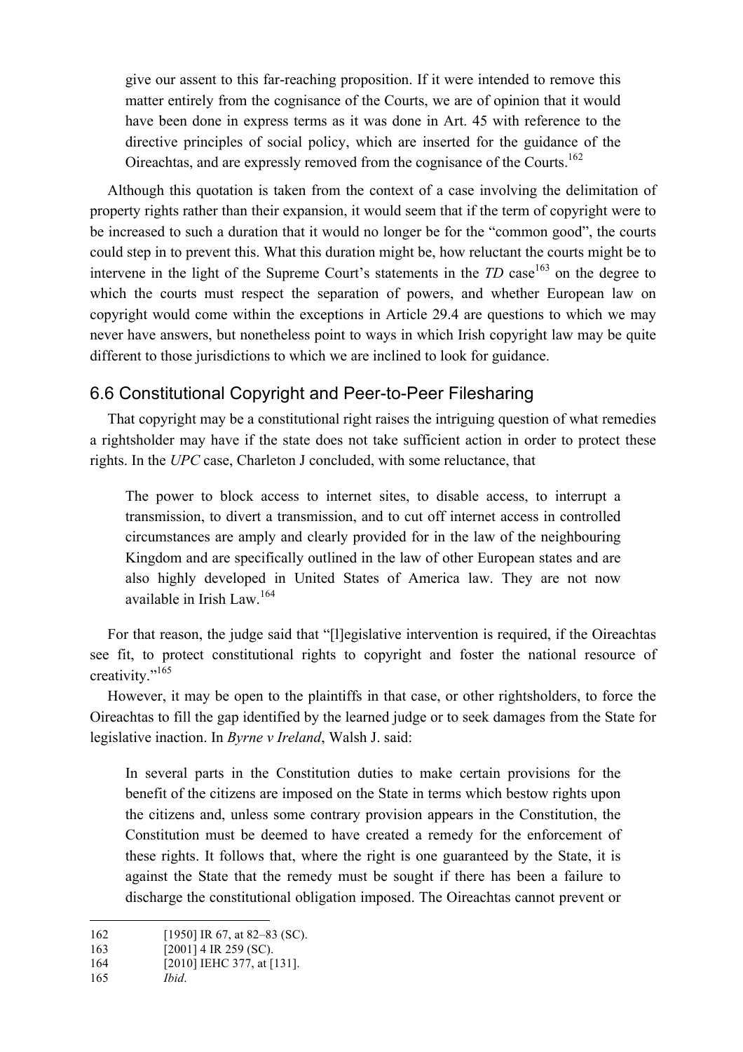> give our assent to this far-reaching proposition. If it were intended to remove this matter entirely from the cognisance of the Courts, we are of opinion that it would have been done in express terms as it was done in Art. 45 with reference to the directive principles of social policy, which are inserted for the guidance of the Oireachtas, and are expressly removed from the cognisance of the Courts.[162]

Although this quotation is taken from the context of a case involving the delimitation of property rights rather than their expansion, it would seem that if the term of copyright were to be increased to such a duration that it would no longer be for the "common good", the courts could step in to prevent this. What this duration might be, how reluctant the courts might be to intervene in the light of the Supreme Court's statements in the *TD* case[163] on the degree to which the courts must respect the separation of powers, and whether European law on copyright would come within the exceptions in Article 29.4 are questions to which we may never have answers, but nonetheless point to ways in which Irish copyright law may be quite different to those jurisdictions to which we are inclined to look for guidance.

## 6.6 Constitutional Copyright and Peer-to-Peer Filesharing

That copyright may be a constitutional right raises the intriguing question of what remedies a rightsholder may have if the state does not take sufficient action in order to protect these rights. In the *UPC* case, Charleton J concluded, with some reluctance, that

> The power to block access to internet sites, to disable access, to interrupt a transmission, to divert a transmission, and to cut off internet access in controlled circumstances are amply and clearly provided for in the law of the neighbouring Kingdom and are specifically outlined in the law of other European states and are also highly developed in United States of America law. They are not now available in Irish Law.[164]

For that reason, the judge said that "[l]egislative intervention is required, if the Oireachtas see fit, to protect constitutional rights to copyright and foster the national resource of creativity."[165]

However, it may be open to the plaintiffs in that case, or other rightsholders, to force the Oireachtas to fill the gap identified by the learned judge or to seek damages from the State for legislative inaction. In *Byrne v Ireland*, Walsh J. said:

> In several parts in the Constitution duties to make certain provisions for the benefit of the citizens are imposed on the State in terms which bestow rights upon the citizens and, unless some contrary provision appears in the Constitution, the Constitution must be deemed to have created a remedy for the enforcement of these rights. It follows that, where the right is one guaranteed by the State, it is against the State that the remedy must be sought if there has been a failure to discharge the constitutional obligation imposed. The Oireachtas cannot prevent or

---

162 [1950] IR 67, at 82–83 (SC).

163 [2001] 4 IR 259 (SC).

164 [2010] IEHC 377, at [131].

165 *Ibid*.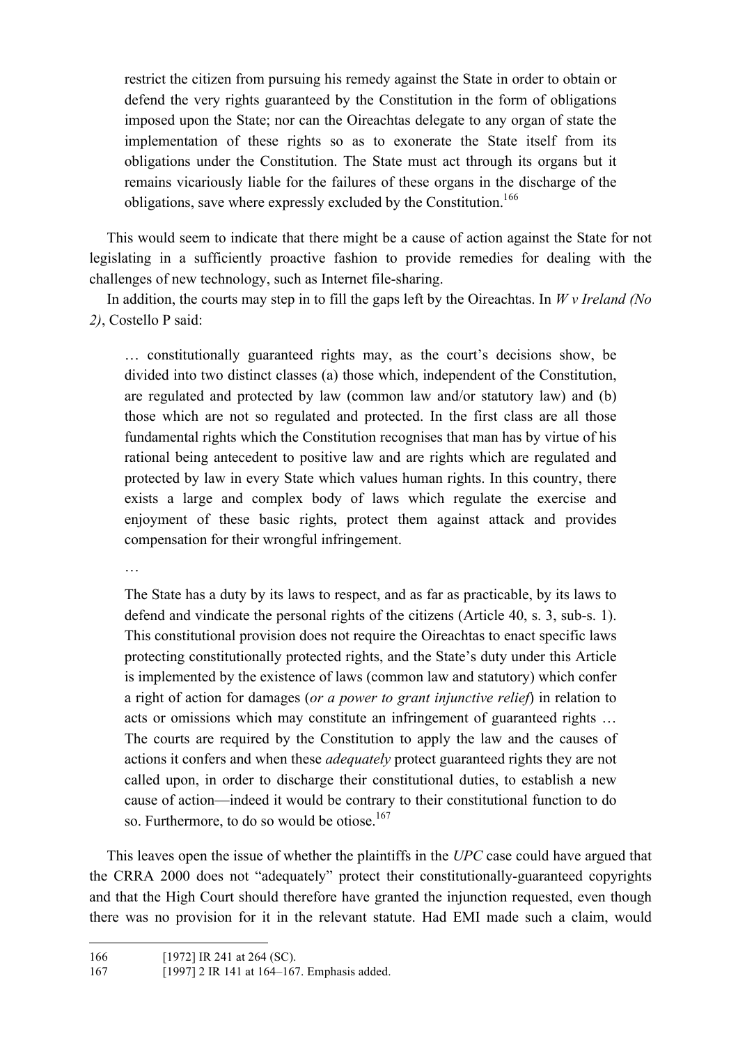> restrict the citizen from pursuing his remedy against the State in order to obtain or defend the very rights guaranteed by the Constitution in the form of obligations imposed upon the State; nor can the Oireachtas delegate to any organ of state the implementation of these rights so as to exonerate the State itself from its obligations under the Constitution. The State must act through its organs but it remains vicariously liable for the failures of these organs in the discharge of the obligations, save where expressly excluded by the Constitution.[166]

This would seem to indicate that there might be a cause of action against the State for not legislating in a sufficiently proactive fashion to provide remedies for dealing with the challenges of new technology, such as Internet file-sharing.

In addition, the courts may step in to fill the gaps left by the Oireachtas. In *W v Ireland (No 2)*, Costello P said:

> … constitutionally guaranteed rights may, as the court's decisions show, be divided into two distinct classes (a) those which, independent of the Constitution, are regulated and protected by law (common law and/or statutory law) and (b) those which are not so regulated and protected. In the first class are all those fundamental rights which the Constitution recognises that man has by virtue of his rational being antecedent to positive law and are rights which are regulated and protected by law in every State which values human rights. In this country, there exists a large and complex body of laws which regulate the exercise and enjoyment of these basic rights, protect them against attack and provides compensation for their wrongful infringement.
>
> …
>
> The State has a duty by its laws to respect, and as far as practicable, by its laws to defend and vindicate the personal rights of the citizens (Article 40, s. 3, sub-s. 1). This constitutional provision does not require the Oireachtas to enact specific laws protecting constitutionally protected rights, and the State's duty under this Article is implemented by the existence of laws (common law and statutory) which confer a right of action for damages (*or a power to grant injunctive relief*) in relation to acts or omissions which may constitute an infringement of guaranteed rights … The courts are required by the Constitution to apply the law and the causes of actions it confers and when these *adequately* protect guaranteed rights they are not called upon, in order to discharge their constitutional duties, to establish a new cause of action—indeed it would be contrary to their constitutional function to do so. Furthermore, to do so would be otiose.[167]

This leaves open the issue of whether the plaintiffs in the *UPC* case could have argued that the CRRA 2000 does not "adequately" protect their constitutionally-guaranteed copyrights and that the High Court should therefore have granted the injunction requested, even though there was no provision for it in the relevant statute. Had EMI made such a claim, would

---

166 [1972] IR 241 at 264 (SC).

167 [1997] 2 IR 141 at 164–167. Emphasis added.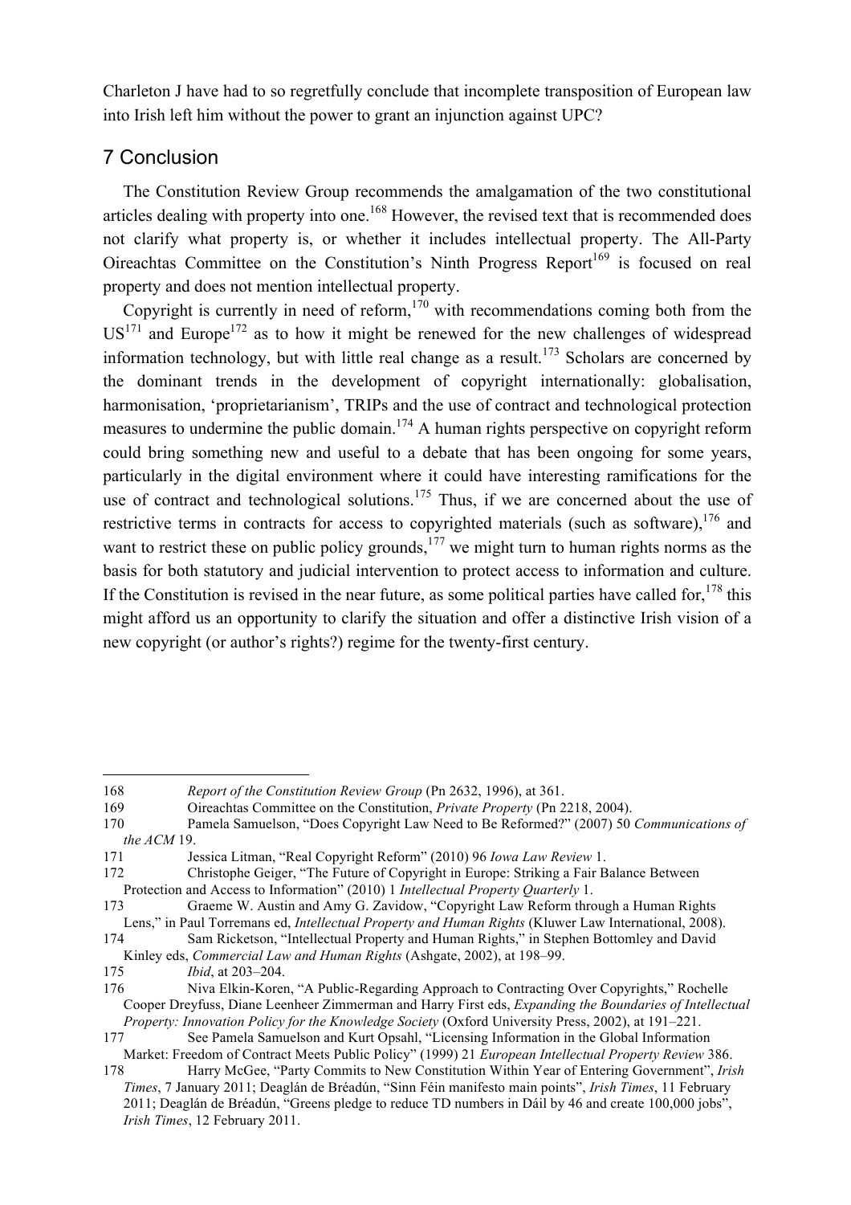Charleton J have had to so regretfully conclude that incomplete transposition of European law into Irish left him without the power to grant an injunction against UPC?

## 7 Conclusion

The Constitution Review Group recommends the amalgamation of the two constitutional articles dealing with property into one.[168] However, the revised text that is recommended does not clarify what property is, or whether it includes intellectual property. The All-Party Oireachtas Committee on the Constitution's Ninth Progress Report[169] is focused on real property and does not mention intellectual property.

Copyright is currently in need of reform,[170] with recommendations coming both from the US[171] and Europe[172] as to how it might be renewed for the new challenges of widespread information technology, but with little real change as a result.[173] Scholars are concerned by the dominant trends in the development of copyright internationally: globalisation, harmonisation, 'proprietarianism', TRIPs and the use of contract and technological protection measures to undermine the public domain.[174] A human rights perspective on copyright reform could bring something new and useful to a debate that has been ongoing for some years, particularly in the digital environment where it could have interesting ramifications for the use of contract and technological solutions.[175] Thus, if we are concerned about the use of restrictive terms in contracts for access to copyrighted materials (such as software),[176] and want to restrict these on public policy grounds,[177] we might turn to human rights norms as the basis for both statutory and judicial intervention to protect access to information and culture. If the Constitution is revised in the near future, as some political parties have called for,[178] this might afford us an opportunity to clarify the situation and offer a distinctive Irish vision of a new copyright (or author's rights?) regime for the twenty-first century.

---

168 *Report of the Constitution Review Group* (Pn 2632, 1996), at 361.

169 Oireachtas Committee on the Constitution, *Private Property* (Pn 2218, 2004).

170 Pamela Samuelson, "Does Copyright Law Need to Be Reformed?" (2007) 50 *Communications of the ACM* 19.

171 Jessica Litman, "Real Copyright Reform" (2010) 96 *Iowa Law Review* 1.

172 Christophe Geiger, "The Future of Copyright in Europe: Striking a Fair Balance Between Protection and Access to Information" (2010) 1 *Intellectual Property Quarterly* 1.

173 Graeme W. Austin and Amy G. Zavidow, "Copyright Law Reform through a Human Rights Lens," in Paul Torremans ed, *Intellectual Property and Human Rights* (Kluwer Law International, 2008).

174 Sam Ricketson, "Intellectual Property and Human Rights," in Stephen Bottomley and David Kinley eds, *Commercial Law and Human Rights* (Ashgate, 2002), at 198–99.

175 *Ibid*, at 203–204.

176 Niva Elkin-Koren, "A Public-Regarding Approach to Contracting Over Copyrights," Rochelle Cooper Dreyfuss, Diane Leenheer Zimmerman and Harry First eds, *Expanding the Boundaries of Intellectual Property: Innovation Policy for the Knowledge Society* (Oxford University Press, 2002), at 191–221.

177 See Pamela Samuelson and Kurt Opsahl, "Licensing Information in the Global Information Market: Freedom of Contract Meets Public Policy" (1999) 21 *European Intellectual Property Review* 386.

178 Harry McGee, "Party Commits to New Constitution Within Year of Entering Government", *Irish Times*, 7 January 2011; Deaglán de Bréadún, "Sinn Féin manifesto main points", *Irish Times*, 11 February 2011; Deaglán de Bréadún, "Greens pledge to reduce TD numbers in Dáil by 46 and create 100,000 jobs", *Irish Times*, 12 February 2011.